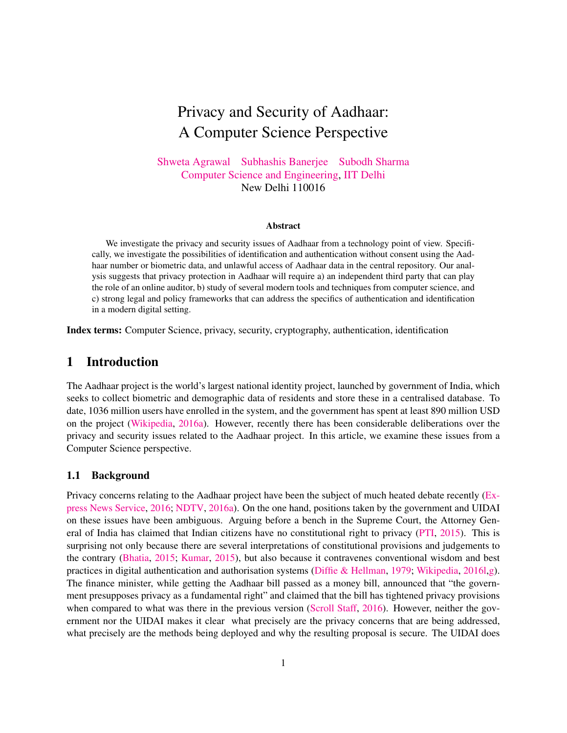# Privacy and Security of Aadhaar: A Computer Science Perspective

Shweta Agrawal   Subhashis Banerjee   Subodh Sharma
Computer Science and Engineering, IIT Delhi
New Delhi 110016

**Abstract**

We investigate the privacy and security issues of Aadhaar from a technology point of view. Specifically, we investigate the possibilities of identification and authentication without consent using the Aadhaar number or biometric data, and unlawful access of Aadhaar data in the central repository. Our analysis suggests that privacy protection in Aadhaar will require a) an independent third party that can play the role of an online auditor, b) study of several modern tools and techniques from computer science, and c) strong legal and policy frameworks that can address the specifics of authentication and identification in a modern digital setting.

**Index terms:** Computer Science, privacy, security, cryptography, authentication, identification

## 1 Introduction

The Aadhaar project is the world's largest national identity project, launched by government of India, which seeks to collect biometric and demographic data of residents and store these in a centralised database. To date, 1036 million users have enrolled in the system, and the government has spent at least 890 million USD on the project (Wikipedia, 2016a). However, recently there has been considerable deliberations over the privacy and security issues related to the Aadhaar project. In this article, we examine these issues from a Computer Science perspective.

### 1.1 Background

Privacy concerns relating to the Aadhaar project have been the subject of much heated debate recently (Express News Service, 2016; NDTV, 2016a). On the one hand, positions taken by the government and UIDAI on these issues have been ambiguous. Arguing before a bench in the Supreme Court, the Attorney General of India has claimed that Indian citizens have no constitutional right to privacy (PTI, 2015). This is surprising not only because there are several interpretations of constitutional provisions and judgements to the contrary (Bhatia, 2015; Kumar, 2015), but also because it contravenes conventional wisdom and best practices in digital authentication and authorisation systems (Diffie & Hellman, 1979; Wikipedia, 2016l,g). The finance minister, while getting the Aadhaar bill passed as a money bill, announced that "the government presupposes privacy as a fundamental right" and claimed that the bill has tightened privacy provisions when compared to what was there in the previous version (Scroll Staff, 2016). However, neither the government nor the UIDAI makes it clear what precisely are the privacy concerns that are being addressed, what precisely are the methods being deployed and why the resulting proposal is secure. The UIDAI does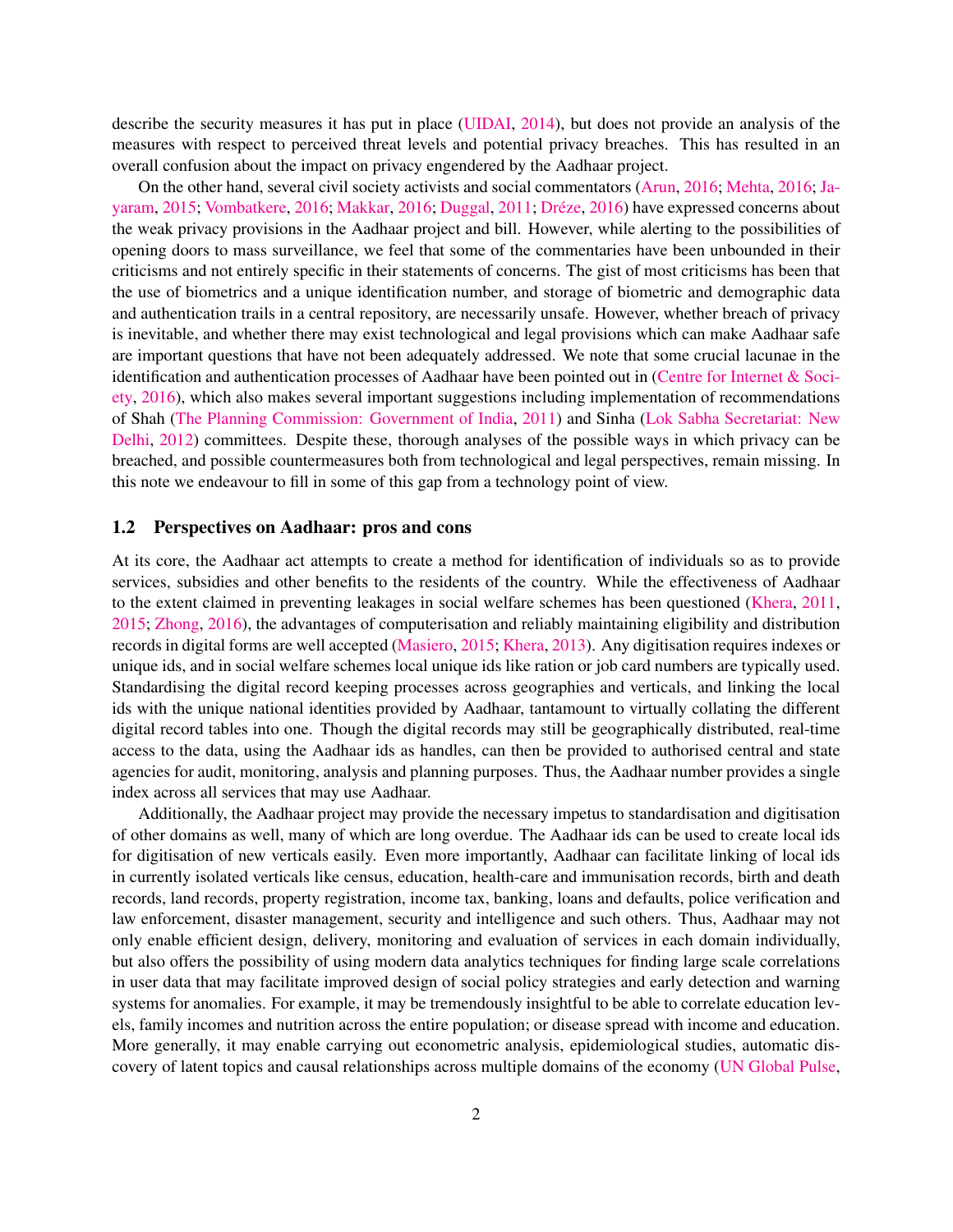describe the security measures it has put in place (UIDAI, 2014), but does not provide an analysis of the measures with respect to perceived threat levels and potential privacy breaches. This has resulted in an overall confusion about the impact on privacy engendered by the Aadhaar project.

On the other hand, several civil society activists and social commentators (Arun, 2016; Mehta, 2016; Jayaram, 2015; Vombatkere, 2016; Makkar, 2016; Duggal, 2011; Dréze, 2016) have expressed concerns about the weak privacy provisions in the Aadhaar project and bill. However, while alerting to the possibilities of opening doors to mass surveillance, we feel that some of the commentaries have been unbounded in their criticisms and not entirely specific in their statements of concerns. The gist of most criticisms has been that the use of biometrics and a unique identification number, and storage of biometric and demographic data and authentication trails in a central repository, are necessarily unsafe. However, whether breach of privacy is inevitable, and whether there may exist technological and legal provisions which can make Aadhaar safe are important questions that have not been adequately addressed. We note that some crucial lacunae in the identification and authentication processes of Aadhaar have been pointed out in (Centre for Internet & Society, 2016), which also makes several important suggestions including implementation of recommendations of Shah (The Planning Commission: Government of India, 2011) and Sinha (Lok Sabha Secretariat: New Delhi, 2012) committees. Despite these, thorough analyses of the possible ways in which privacy can be breached, and possible countermeasures both from technological and legal perspectives, remain missing. In this note we endeavour to fill in some of this gap from a technology point of view.

## 1.2 Perspectives on Aadhaar: pros and cons

At its core, the Aadhaar act attempts to create a method for identification of individuals so as to provide services, subsidies and other benefits to the residents of the country. While the effectiveness of Aadhaar to the extent claimed in preventing leakages in social welfare schemes has been questioned (Khera, 2011, 2015; Zhong, 2016), the advantages of computerisation and reliably maintaining eligibility and distribution records in digital forms are well accepted (Masiero, 2015; Khera, 2013). Any digitisation requires indexes or unique ids, and in social welfare schemes local unique ids like ration or job card numbers are typically used. Standardising the digital record keeping processes across geographies and verticals, and linking the local ids with the unique national identities provided by Aadhaar, tantamount to virtually collating the different digital record tables into one. Though the digital records may still be geographically distributed, real-time access to the data, using the Aadhaar ids as handles, can then be provided to authorised central and state agencies for audit, monitoring, analysis and planning purposes. Thus, the Aadhaar number provides a single index across all services that may use Aadhaar.

Additionally, the Aadhaar project may provide the necessary impetus to standardisation and digitisation of other domains as well, many of which are long overdue. The Aadhaar ids can be used to create local ids for digitisation of new verticals easily. Even more importantly, Aadhaar can facilitate linking of local ids in currently isolated verticals like census, education, health-care and immunisation records, birth and death records, land records, property registration, income tax, banking, loans and defaults, police verification and law enforcement, disaster management, security and intelligence and such others. Thus, Aadhaar may not only enable efficient design, delivery, monitoring and evaluation of services in each domain individually, but also offers the possibility of using modern data analytics techniques for finding large scale correlations in user data that may facilitate improved design of social policy strategies and early detection and warning systems for anomalies. For example, it may be tremendously insightful to be able to correlate education levels, family incomes and nutrition across the entire population; or disease spread with income and education. More generally, it may enable carrying out econometric analysis, epidemiological studies, automatic discovery of latent topics and causal relationships across multiple domains of the economy (UN Global Pulse,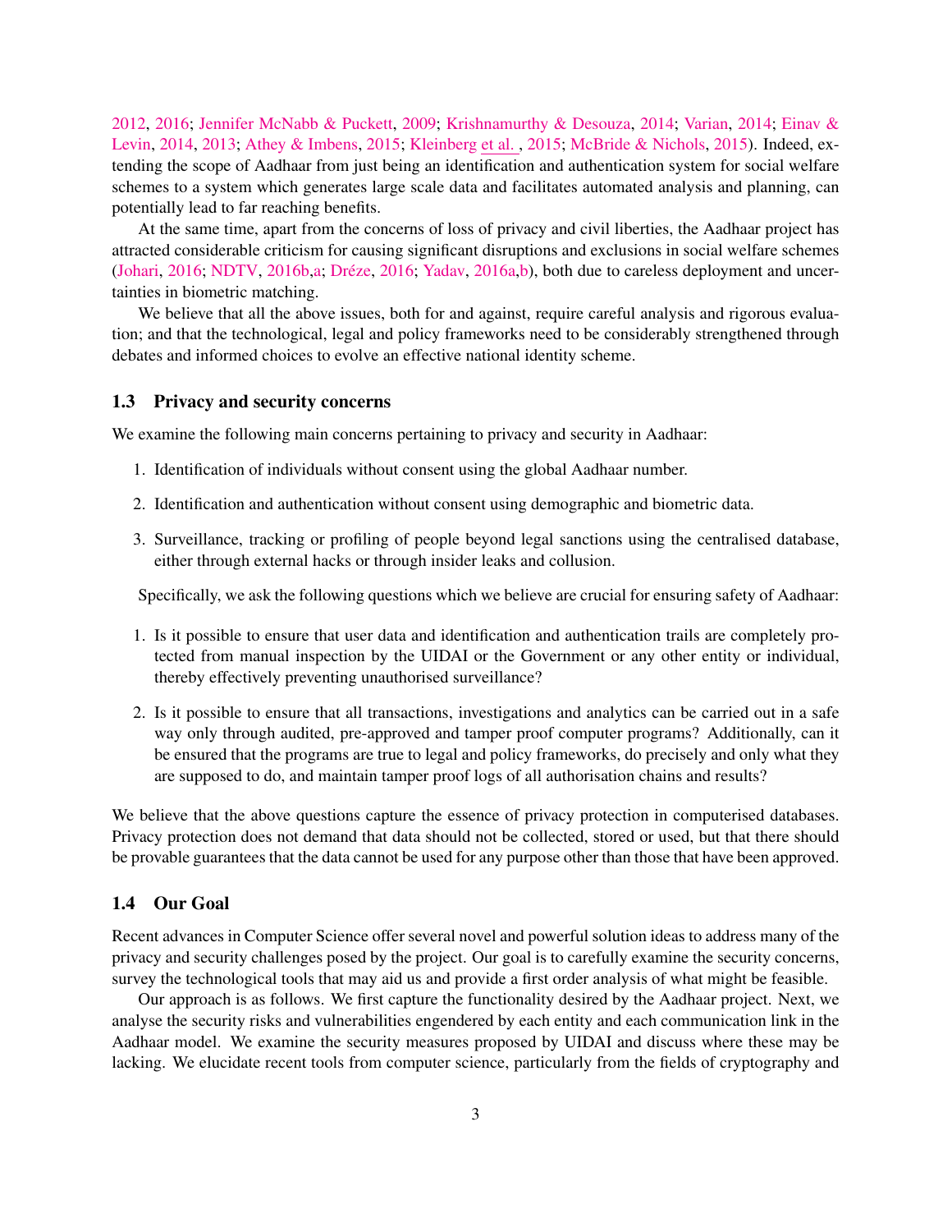2012, 2016; Jennifer McNabb & Puckett, 2009; Krishnamurthy & Desouza, 2014; Varian, 2014; Einav & Levin, 2014, 2013; Athey & Imbens, 2015; Kleinberg et al., 2015; McBride & Nichols, 2015). Indeed, extending the scope of Aadhaar from just being an identification and authentication system for social welfare schemes to a system which generates large scale data and facilitates automated analysis and planning, can potentially lead to far reaching benefits.

At the same time, apart from the concerns of loss of privacy and civil liberties, the Aadhaar project has attracted considerable criticism for causing significant disruptions and exclusions in social welfare schemes (Johari, 2016; NDTV, 2016b,a; Dréze, 2016; Yadav, 2016a,b), both due to careless deployment and uncertainties in biometric matching.

We believe that all the above issues, both for and against, require careful analysis and rigorous evaluation; and that the technological, legal and policy frameworks need to be considerably strengthened through debates and informed choices to evolve an effective national identity scheme.

### 1.3 Privacy and security concerns

We examine the following main concerns pertaining to privacy and security in Aadhaar:

1. Identification of individuals without consent using the global Aadhaar number.
2. Identification and authentication without consent using demographic and biometric data.
3. Surveillance, tracking or profiling of people beyond legal sanctions using the centralised database, either through external hacks or through insider leaks and collusion.

Specifically, we ask the following questions which we believe are crucial for ensuring safety of Aadhaar:

1. Is it possible to ensure that user data and identification and authentication trails are completely protected from manual inspection by the UIDAI or the Government or any other entity or individual, thereby effectively preventing unauthorised surveillance?
2. Is it possible to ensure that all transactions, investigations and analytics can be carried out in a safe way only through audited, pre-approved and tamper proof computer programs? Additionally, can it be ensured that the programs are true to legal and policy frameworks, do precisely and only what they are supposed to do, and maintain tamper proof logs of all authorisation chains and results?

We believe that the above questions capture the essence of privacy protection in computerised databases. Privacy protection does not demand that data should not be collected, stored or used, but that there should be provable guarantees that the data cannot be used for any purpose other than those that have been approved.

### 1.4 Our Goal

Recent advances in Computer Science offer several novel and powerful solution ideas to address many of the privacy and security challenges posed by the project. Our goal is to carefully examine the security concerns, survey the technological tools that may aid us and provide a first order analysis of what might be feasible.

Our approach is as follows. We first capture the functionality desired by the Aadhaar project. Next, we analyse the security risks and vulnerabilities engendered by each entity and each communication link in the Aadhaar model. We examine the security measures proposed by UIDAI and discuss where these may be lacking. We elucidate recent tools from computer science, particularly from the fields of cryptography and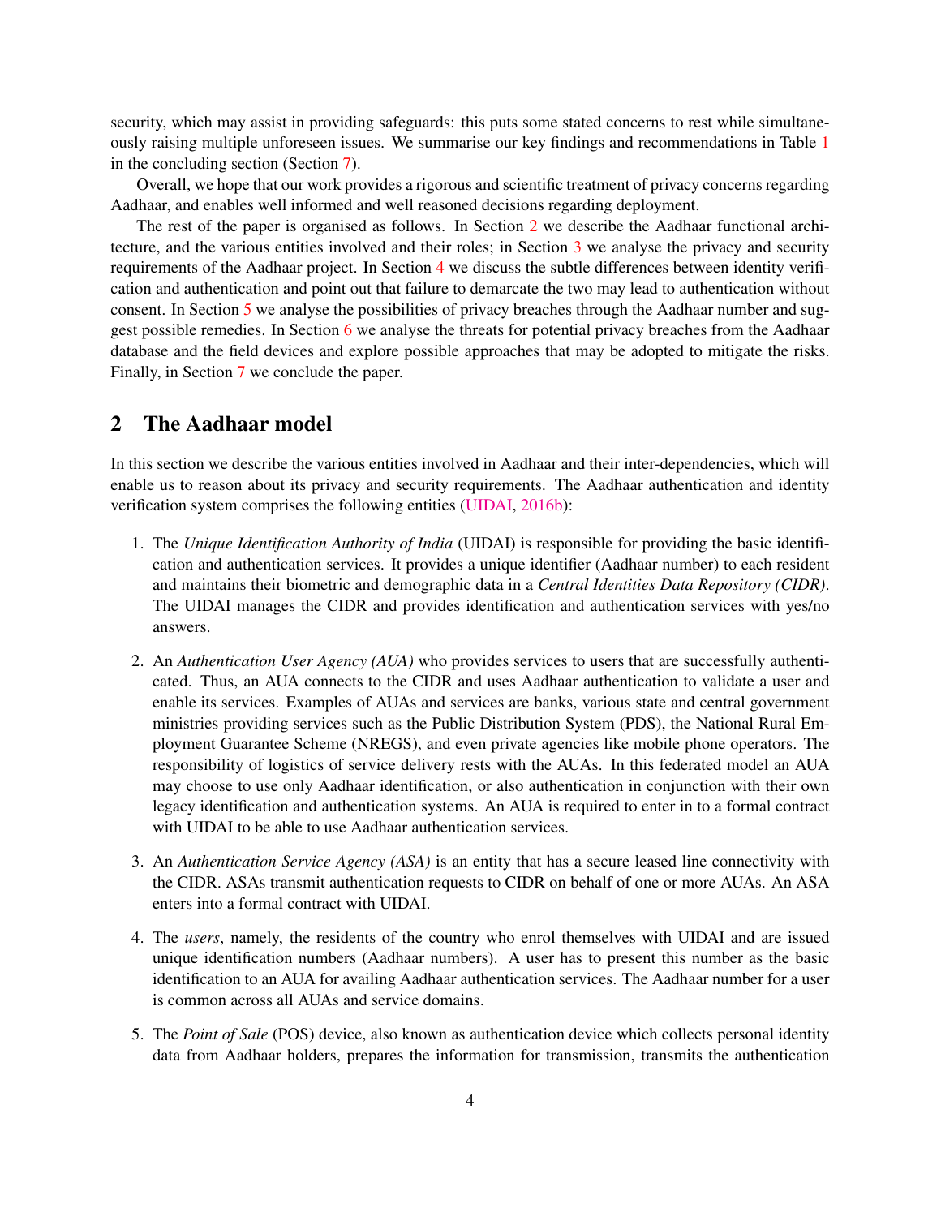security, which may assist in providing safeguards: this puts some stated concerns to rest while simultaneously raising multiple unforeseen issues. We summarise our key findings and recommendations in Table 1 in the concluding section (Section 7).

Overall, we hope that our work provides a rigorous and scientific treatment of privacy concerns regarding Aadhaar, and enables well informed and well reasoned decisions regarding deployment.

The rest of the paper is organised as follows. In Section 2 we describe the Aadhaar functional architecture, and the various entities involved and their roles; in Section 3 we analyse the privacy and security requirements of the Aadhaar project. In Section 4 we discuss the subtle differences between identity verification and authentication and point out that failure to demarcate the two may lead to authentication without consent. In Section 5 we analyse the possibilities of privacy breaches through the Aadhaar number and suggest possible remedies. In Section 6 we analyse the threats for potential privacy breaches from the Aadhaar database and the field devices and explore possible approaches that may be adopted to mitigate the risks. Finally, in Section 7 we conclude the paper.

## 2 The Aadhaar model

In this section we describe the various entities involved in Aadhaar and their inter-dependencies, which will enable us to reason about its privacy and security requirements. The Aadhaar authentication and identity verification system comprises the following entities (UIDAI, 2016b):

1. The *Unique Identification Authority of India* (UIDAI) is responsible for providing the basic identification and authentication services. It provides a unique identifier (Aadhaar number) to each resident and maintains their biometric and demographic data in a *Central Identities Data Repository (CIDR)*. The UIDAI manages the CIDR and provides identification and authentication services with yes/no answers.

2. An *Authentication User Agency (AUA)* who provides services to users that are successfully authenticated. Thus, an AUA connects to the CIDR and uses Aadhaar authentication to validate a user and enable its services. Examples of AUAs and services are banks, various state and central government ministries providing services such as the Public Distribution System (PDS), the National Rural Employment Guarantee Scheme (NREGS), and even private agencies like mobile phone operators. The responsibility of logistics of service delivery rests with the AUAs. In this federated model an AUA may choose to use only Aadhaar identification, or also authentication in conjunction with their own legacy identification and authentication systems. An AUA is required to enter in to a formal contract with UIDAI to be able to use Aadhaar authentication services.

3. An *Authentication Service Agency (ASA)* is an entity that has a secure leased line connectivity with the CIDR. ASAs transmit authentication requests to CIDR on behalf of one or more AUAs. An ASA enters into a formal contract with UIDAI.

4. The *users*, namely, the residents of the country who enrol themselves with UIDAI and are issued unique identification numbers (Aadhaar numbers). A user has to present this number as the basic identification to an AUA for availing Aadhaar authentication services. The Aadhaar number for a user is common across all AUAs and service domains.

5. The *Point of Sale* (POS) device, also known as authentication device which collects personal identity data from Aadhaar holders, prepares the information for transmission, transmits the authentication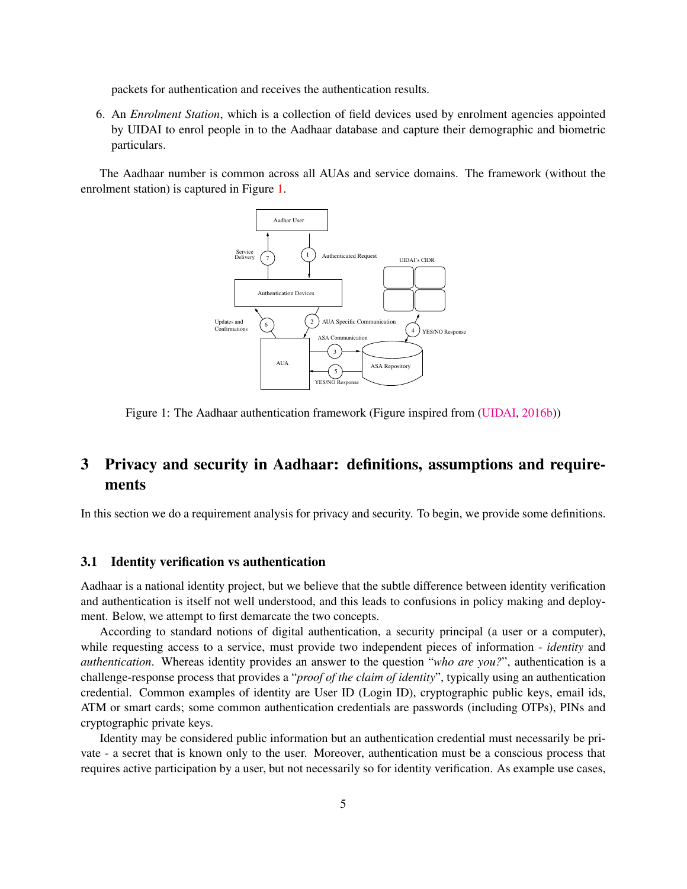packets for authentication and receives the authentication results.

6. An *Enrolment Station*, which is a collection of field devices used by enrolment agencies appointed by UIDAI to enrol people in to the Aadhaar database and capture their demographic and biometric particulars.

The Aadhaar number is common across all AUAs and service domains. The framework (without the enrolment station) is captured in Figure 1.

Figure 1: The Aadhaar authentication framework (Figure inspired from (UIDAI, 2016b))

# 3 Privacy and security in Aadhaar: definitions, assumptions and requirements

In this section we do a requirement analysis for privacy and security. To begin, we provide some definitions.

## 3.1 Identity verification vs authentication

Aadhaar is a national identity project, but we believe that the subtle difference between identity verification and authentication is itself not well understood, and this leads to confusions in policy making and deployment. Below, we attempt to first demarcate the two concepts.

According to standard notions of digital authentication, a security principal (a user or a computer), while requesting access to a service, must provide two independent pieces of information - *identity* and *authentication*. Whereas identity provides an answer to the question "*who are you?*", authentication is a challenge-response process that provides a "*proof of the claim of identity*", typically using an authentication credential. Common examples of identity are User ID (Login ID), cryptographic public keys, email ids, ATM or smart cards; some common authentication credentials are passwords (including OTPs), PINs and cryptographic private keys.

Identity may be considered public information but an authentication credential must necessarily be private - a secret that is known only to the user. Moreover, authentication must be a conscious process that requires active participation by a user, but not necessarily so for identity verification. As example use cases,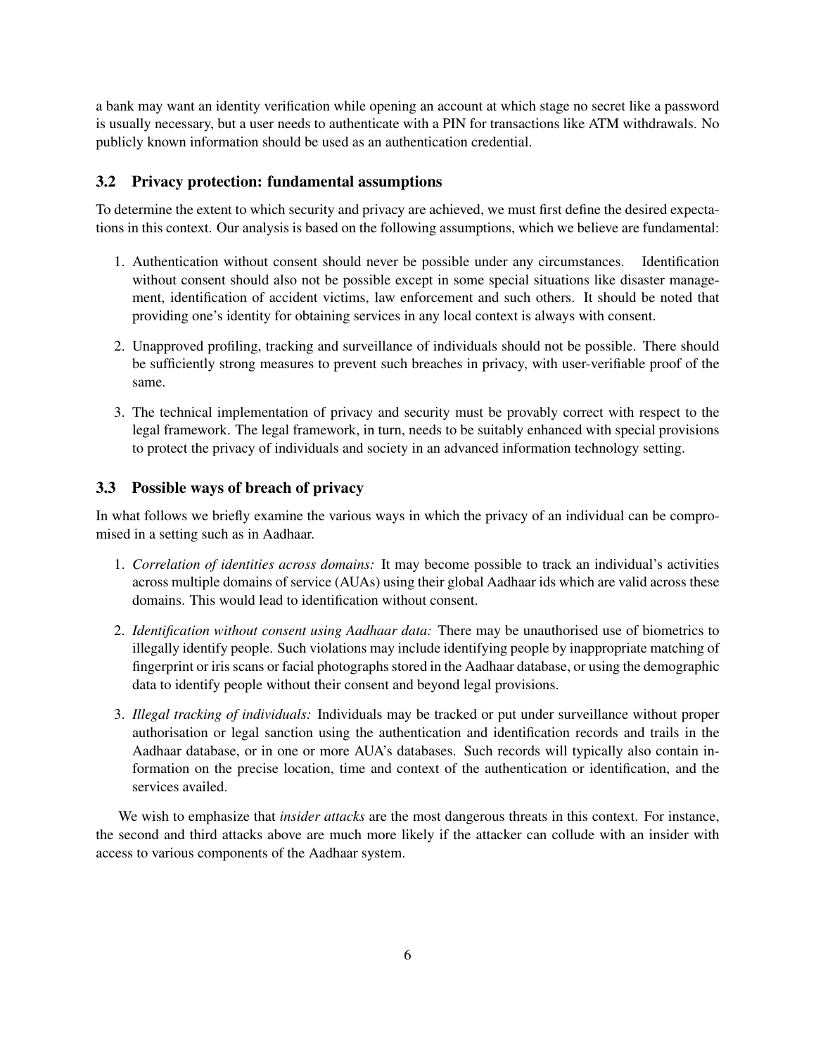a bank may want an identity verification while opening an account at which stage no secret like a password is usually necessary, but a user needs to authenticate with a PIN for transactions like ATM withdrawals. No publicly known information should be used as an authentication credential.

### 3.2 Privacy protection: fundamental assumptions

To determine the extent to which security and privacy are achieved, we must first define the desired expectations in this context. Our analysis is based on the following assumptions, which we believe are fundamental:

1. Authentication without consent should never be possible under any circumstances. Identification without consent should also not be possible except in some special situations like disaster management, identification of accident victims, law enforcement and such others. It should be noted that providing one's identity for obtaining services in any local context is always with consent.

2. Unapproved profiling, tracking and surveillance of individuals should not be possible. There should be sufficiently strong measures to prevent such breaches in privacy, with user-verifiable proof of the same.

3. The technical implementation of privacy and security must be provably correct with respect to the legal framework. The legal framework, in turn, needs to be suitably enhanced with special provisions to protect the privacy of individuals and society in an advanced information technology setting.

### 3.3 Possible ways of breach of privacy

In what follows we briefly examine the various ways in which the privacy of an individual can be compromised in a setting such as in Aadhaar.

1. *Correlation of identities across domains:* It may become possible to track an individual's activities across multiple domains of service (AUAs) using their global Aadhaar ids which are valid across these domains. This would lead to identification without consent.

2. *Identification without consent using Aadhaar data:* There may be unauthorised use of biometrics to illegally identify people. Such violations may include identifying people by inappropriate matching of fingerprint or iris scans or facial photographs stored in the Aadhaar database, or using the demographic data to identify people without their consent and beyond legal provisions.

3. *Illegal tracking of individuals:* Individuals may be tracked or put under surveillance without proper authorisation or legal sanction using the authentication and identification records and trails in the Aadhaar database, or in one or more AUA's databases. Such records will typically also contain information on the precise location, time and context of the authentication or identification, and the services availed.

We wish to emphasize that *insider attacks* are the most dangerous threats in this context. For instance, the second and third attacks above are much more likely if the attacker can collude with an insider with access to various components of the Aadhaar system.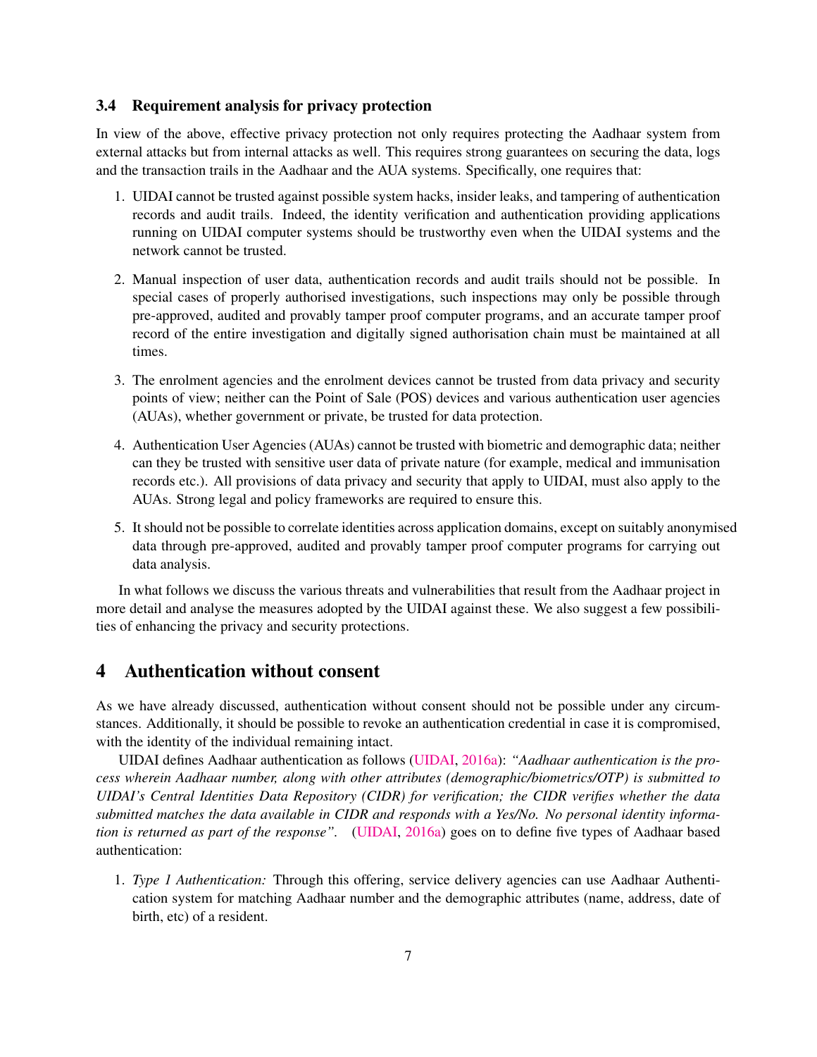### 3.4 Requirement analysis for privacy protection

In view of the above, effective privacy protection not only requires protecting the Aadhaar system from external attacks but from internal attacks as well. This requires strong guarantees on securing the data, logs and the transaction trails in the Aadhaar and the AUA systems. Specifically, one requires that:

1. UIDAI cannot be trusted against possible system hacks, insider leaks, and tampering of authentication records and audit trails. Indeed, the identity verification and authentication providing applications running on UIDAI computer systems should be trustworthy even when the UIDAI systems and the network cannot be trusted.

2. Manual inspection of user data, authentication records and audit trails should not be possible. In special cases of properly authorised investigations, such inspections may only be possible through pre-approved, audited and provably tamper proof computer programs, and an accurate tamper proof record of the entire investigation and digitally signed authorisation chain must be maintained at all times.

3. The enrolment agencies and the enrolment devices cannot be trusted from data privacy and security points of view; neither can the Point of Sale (POS) devices and various authentication user agencies (AUAs), whether government or private, be trusted for data protection.

4. Authentication User Agencies (AUAs) cannot be trusted with biometric and demographic data; neither can they be trusted with sensitive user data of private nature (for example, medical and immunisation records etc.). All provisions of data privacy and security that apply to UIDAI, must also apply to the AUAs. Strong legal and policy frameworks are required to ensure this.

5. It should not be possible to correlate identities across application domains, except on suitably anonymised data through pre-approved, audited and provably tamper proof computer programs for carrying out data analysis.

In what follows we discuss the various threats and vulnerabilities that result from the Aadhaar project in more detail and analyse the measures adopted by the UIDAI against these. We also suggest a few possibilities of enhancing the privacy and security protections.

## 4 Authentication without consent

As we have already discussed, authentication without consent should not be possible under any circumstances. Additionally, it should be possible to revoke an authentication credential in case it is compromised, with the identity of the individual remaining intact.

UIDAI defines Aadhaar authentication as follows (UIDAI, 2016a): *"Aadhaar authentication is the process wherein Aadhaar number, along with other attributes (demographic/biometrics/OTP) is submitted to UIDAI's Central Identities Data Repository (CIDR) for verification; the CIDR verifies whether the data submitted matches the data available in CIDR and responds with a Yes/No. No personal identity information is returned as part of the response"*. (UIDAI, 2016a) goes on to define five types of Aadhaar based authentication:

1. *Type 1 Authentication:* Through this offering, service delivery agencies can use Aadhaar Authentication system for matching Aadhaar number and the demographic attributes (name, address, date of birth, etc) of a resident.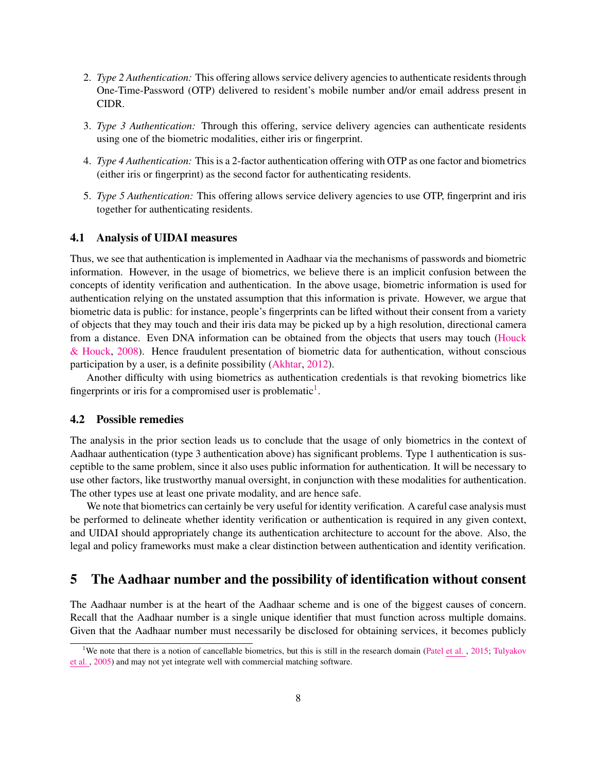2. *Type 2 Authentication:* This offering allows service delivery agencies to authenticate residents through One-Time-Password (OTP) delivered to resident's mobile number and/or email address present in CIDR.
3. *Type 3 Authentication:* Through this offering, service delivery agencies can authenticate residents using one of the biometric modalities, either iris or fingerprint.
4. *Type 4 Authentication:* This is a 2-factor authentication offering with OTP as one factor and biometrics (either iris or fingerprint) as the second factor for authenticating residents.
5. *Type 5 Authentication:* This offering allows service delivery agencies to use OTP, fingerprint and iris together for authenticating residents.

### 4.1 Analysis of UIDAI measures

Thus, we see that authentication is implemented in Aadhaar via the mechanisms of passwords and biometric information. However, in the usage of biometrics, we believe there is an implicit confusion between the concepts of identity verification and authentication. In the above usage, biometric information is used for authentication relying on the unstated assumption that this information is private. However, we argue that biometric data is public: for instance, people's fingerprints can be lifted without their consent from a variety of objects that they may touch and their iris data may be picked up by a high resolution, directional camera from a distance. Even DNA information can be obtained from the objects that users may touch (Houck & Houck, 2008). Hence fraudulent presentation of biometric data for authentication, without conscious participation by a user, is a definite possibility (Akhtar, 2012).

Another difficulty with using biometrics as authentication credentials is that revoking biometrics like fingerprints or iris for a compromised user is problematic[1].

### 4.2 Possible remedies

The analysis in the prior section leads us to conclude that the usage of only biometrics in the context of Aadhaar authentication (type 3 authentication above) has significant problems. Type 1 authentication is susceptible to the same problem, since it also uses public information for authentication. It will be necessary to use other factors, like trustworthy manual oversight, in conjunction with these modalities for authentication. The other types use at least one private modality, and are hence safe.

We note that biometrics can certainly be very useful for identity verification. A careful case analysis must be performed to delineate whether identity verification or authentication is required in any given context, and UIDAI should appropriately change its authentication architecture to account for the above. Also, the legal and policy frameworks must make a clear distinction between authentication and identity verification.

## 5 The Aadhaar number and the possibility of identification without consent

The Aadhaar number is at the heart of the Aadhaar scheme and is one of the biggest causes of concern. Recall that the Aadhaar number is a single unique identifier that must function across multiple domains. Given that the Aadhaar number must necessarily be disclosed for obtaining services, it becomes publicly

[1] We note that there is a notion of cancellable biometrics, but this is still in the research domain (Patel et al., 2015; Tulyakov et al., 2005) and may not yet integrate well with commercial matching software.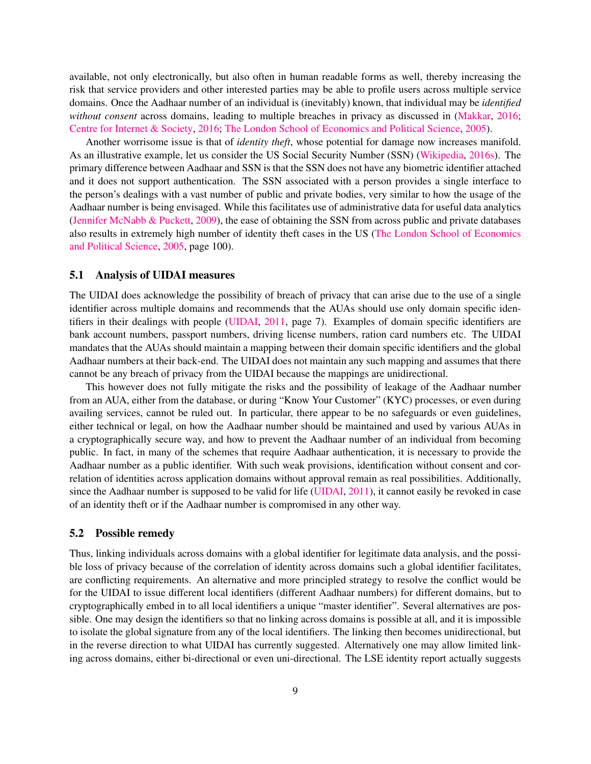available, not only electronically, but also often in human readable forms as well, thereby increasing the risk that service providers and other interested parties may be able to profile users across multiple service domains. Once the Aadhaar number of an individual is (inevitably) known, that individual may be *identified without consent* across domains, leading to multiple breaches in privacy as discussed in (Makkar, 2016; Centre for Internet & Society, 2016; The London School of Economics and Political Science, 2005).

Another worrisome issue is that of *identity theft*, whose potential for damage now increases manifold. As an illustrative example, let us consider the US Social Security Number (SSN) (Wikipedia, 2016s). The primary difference between Aadhaar and SSN is that the SSN does not have any biometric identifier attached and it does not support authentication. The SSN associated with a person provides a single interface to the person's dealings with a vast number of public and private bodies, very similar to how the usage of the Aadhaar number is being envisaged. While this facilitates use of administrative data for useful data analytics (Jennifer McNabb & Puckett, 2009), the ease of obtaining the SSN from across public and private databases also results in extremely high number of identity theft cases in the US (The London School of Economics and Political Science, 2005, page 100).

### 5.1 Analysis of UIDAI measures

The UIDAI does acknowledge the possibility of breach of privacy that can arise due to the use of a single identifier across multiple domains and recommends that the AUAs should use only domain specific identifiers in their dealings with people (UIDAI, 2011, page 7). Examples of domain specific identifiers are bank account numbers, passport numbers, driving license numbers, ration card numbers etc. The UIDAI mandates that the AUAs should maintain a mapping between their domain specific identifiers and the global Aadhaar numbers at their back-end. The UIDAI does not maintain any such mapping and assumes that there cannot be any breach of privacy from the UIDAI because the mappings are unidirectional.

This however does not fully mitigate the risks and the possibility of leakage of the Aadhaar number from an AUA, either from the database, or during "Know Your Customer" (KYC) processes, or even during availing services, cannot be ruled out. In particular, there appear to be no safeguards or even guidelines, either technical or legal, on how the Aadhaar number should be maintained and used by various AUAs in a cryptographically secure way, and how to prevent the Aadhaar number of an individual from becoming public. In fact, in many of the schemes that require Aadhaar authentication, it is necessary to provide the Aadhaar number as a public identifier. With such weak provisions, identification without consent and correlation of identities across application domains without approval remain as real possibilities. Additionally, since the Aadhaar number is supposed to be valid for life (UIDAI, 2011), it cannot easily be revoked in case of an identity theft or if the Aadhaar number is compromised in any other way.

### 5.2 Possible remedy

Thus, linking individuals across domains with a global identifier for legitimate data analysis, and the possible loss of privacy because of the correlation of identity across domains such a global identifier facilitates, are conflicting requirements. An alternative and more principled strategy to resolve the conflict would be for the UIDAI to issue different local identifiers (different Aadhaar numbers) for different domains, but to cryptographically embed in to all local identifiers a unique "master identifier". Several alternatives are possible. One may design the identifiers so that no linking across domains is possible at all, and it is impossible to isolate the global signature from any of the local identifiers. The linking then becomes unidirectional, but in the reverse direction to what UIDAI has currently suggested. Alternatively one may allow limited linking across domains, either bi-directional or even uni-directional. The LSE identity report actually suggests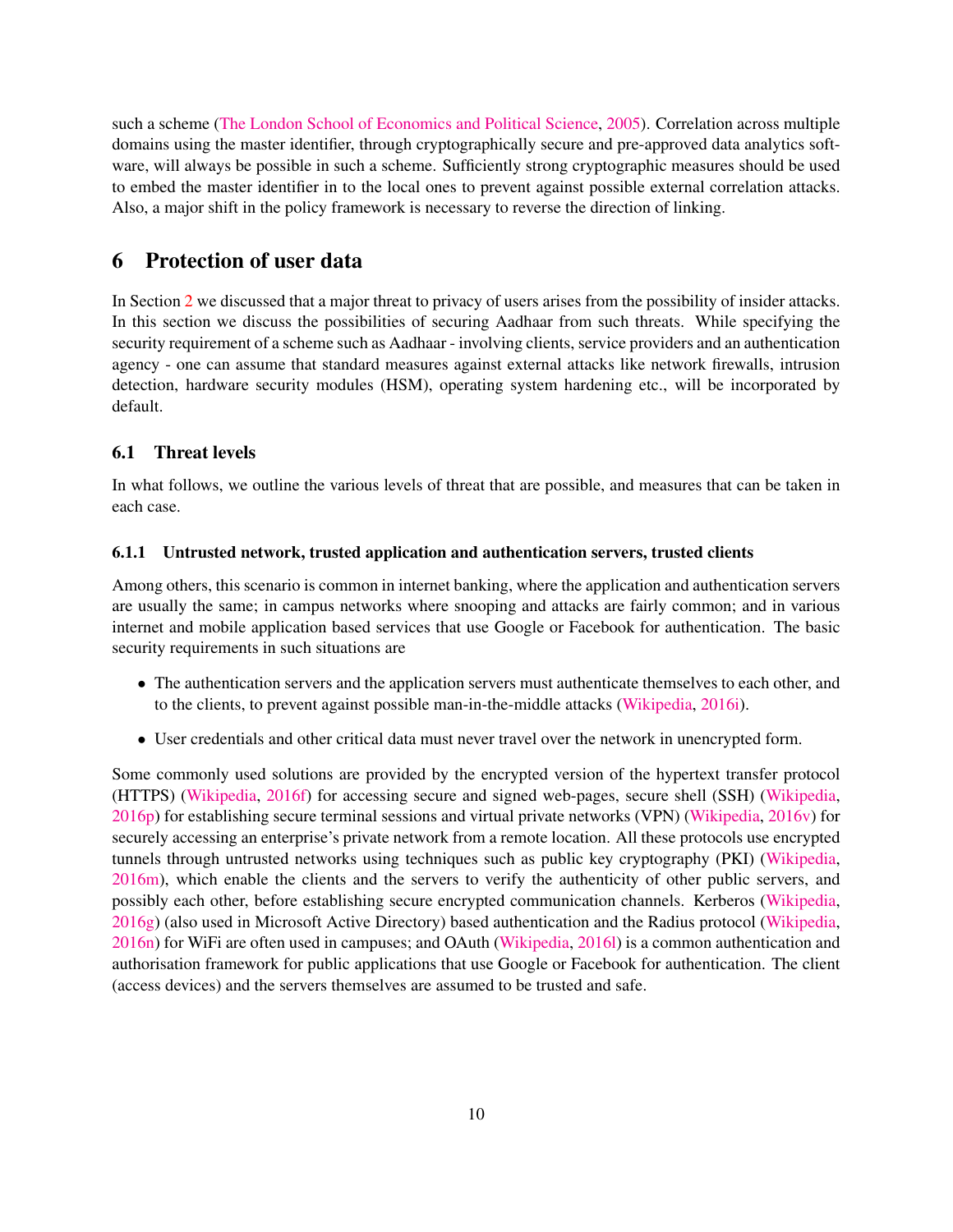such a scheme (The London School of Economics and Political Science, 2005). Correlation across multiple domains using the master identifier, through cryptographically secure and pre-approved data analytics software, will always be possible in such a scheme. Sufficiently strong cryptographic measures should be used to embed the master identifier in to the local ones to prevent against possible external correlation attacks. Also, a major shift in the policy framework is necessary to reverse the direction of linking.

# 6 Protection of user data

In Section 2 we discussed that a major threat to privacy of users arises from the possibility of insider attacks. In this section we discuss the possibilities of securing Aadhaar from such threats. While specifying the security requirement of a scheme such as Aadhaar - involving clients, service providers and an authentication agency - one can assume that standard measures against external attacks like network firewalls, intrusion detection, hardware security modules (HSM), operating system hardening etc., will be incorporated by default.

## 6.1 Threat levels

In what follows, we outline the various levels of threat that are possible, and measures that can be taken in each case.

### 6.1.1 Untrusted network, trusted application and authentication servers, trusted clients

Among others, this scenario is common in internet banking, where the application and authentication servers are usually the same; in campus networks where snooping and attacks are fairly common; and in various internet and mobile application based services that use Google or Facebook for authentication. The basic security requirements in such situations are

- The authentication servers and the application servers must authenticate themselves to each other, and to the clients, to prevent against possible man-in-the-middle attacks (Wikipedia, 2016i).
- User credentials and other critical data must never travel over the network in unencrypted form.

Some commonly used solutions are provided by the encrypted version of the hypertext transfer protocol (HTTPS) (Wikipedia, 2016f) for accessing secure and signed web-pages, secure shell (SSH) (Wikipedia, 2016p) for establishing secure terminal sessions and virtual private networks (VPN) (Wikipedia, 2016v) for securely accessing an enterprise's private network from a remote location. All these protocols use encrypted tunnels through untrusted networks using techniques such as public key cryptography (PKI) (Wikipedia, 2016m), which enable the clients and the servers to verify the authenticity of other public servers, and possibly each other, before establishing secure encrypted communication channels. Kerberos (Wikipedia, 2016g) (also used in Microsoft Active Directory) based authentication and the Radius protocol (Wikipedia, 2016n) for WiFi are often used in campuses; and OAuth (Wikipedia, 2016l) is a common authentication and authorisation framework for public applications that use Google or Facebook for authentication. The client (access devices) and the servers themselves are assumed to be trusted and safe.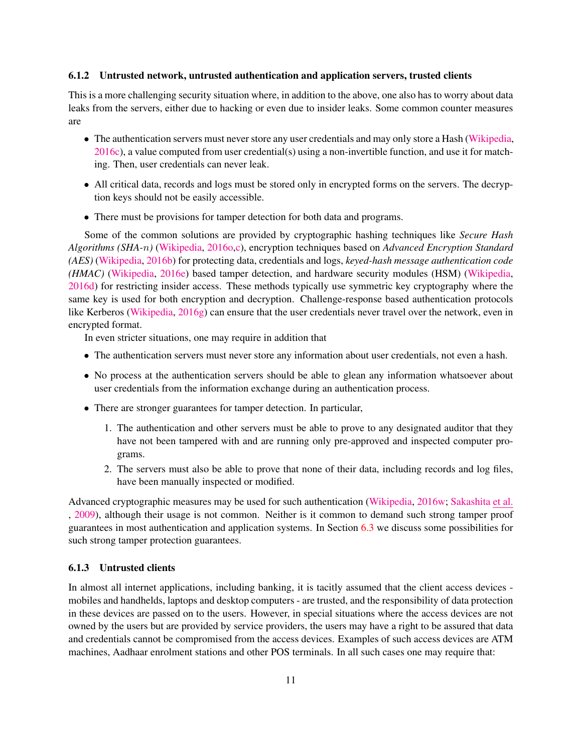### 6.1.2 Untrusted network, untrusted authentication and application servers, trusted clients

This is a more challenging security situation where, in addition to the above, one also has to worry about data leaks from the servers, either due to hacking or even due to insider leaks. Some common counter measures are

- The authentication servers must never store any user credentials and may only store a Hash (Wikipedia, 2016c), a value computed from user credential(s) using a non-invertible function, and use it for matching. Then, user credentials can never leak.
- All critical data, records and logs must be stored only in encrypted forms on the servers. The decryption keys should not be easily accessible.
- There must be provisions for tamper detection for both data and programs.

Some of the common solutions are provided by cryptographic hashing techniques like *Secure Hash Algorithms (SHA-$n$)* (Wikipedia, 2016o,c), encryption techniques based on *Advanced Encryption Standard (AES)* (Wikipedia, 2016b) for protecting data, credentials and logs, *keyed-hash message authentication code (HMAC)* (Wikipedia, 2016e) based tamper detection, and hardware security modules (HSM) (Wikipedia, 2016d) for restricting insider access. These methods typically use symmetric key cryptography where the same key is used for both encryption and decryption. Challenge-response based authentication protocols like Kerberos (Wikipedia, 2016g) can ensure that the user credentials never travel over the network, even in encrypted format.

In even stricter situations, one may require in addition that

- The authentication servers must never store any information about user credentials, not even a hash.
- No process at the authentication servers should be able to glean any information whatsoever about user credentials from the information exchange during an authentication process.
- There are stronger guarantees for tamper detection. In particular,
  1. The authentication and other servers must be able to prove to any designated auditor that they have not been tampered with and are running only pre-approved and inspected computer programs.
  2. The servers must also be able to prove that none of their data, including records and log files, have been manually inspected or modified.

Advanced cryptographic measures may be used for such authentication (Wikipedia, 2016w; Sakashita et al. , 2009), although their usage is not common. Neither is it common to demand such strong tamper proof guarantees in most authentication and application systems. In Section 6.3 we discuss some possibilities for such strong tamper protection guarantees.

### 6.1.3 Untrusted clients

In almost all internet applications, including banking, it is tacitly assumed that the client access devices - mobiles and handhelds, laptops and desktop computers - are trusted, and the responsibility of data protection in these devices are passed on to the users. However, in special situations where the access devices are not owned by the users but are provided by service providers, the users may have a right to be assured that data and credentials cannot be compromised from the access devices. Examples of such access devices are ATM machines, Aadhaar enrolment stations and other POS terminals. In all such cases one may require that: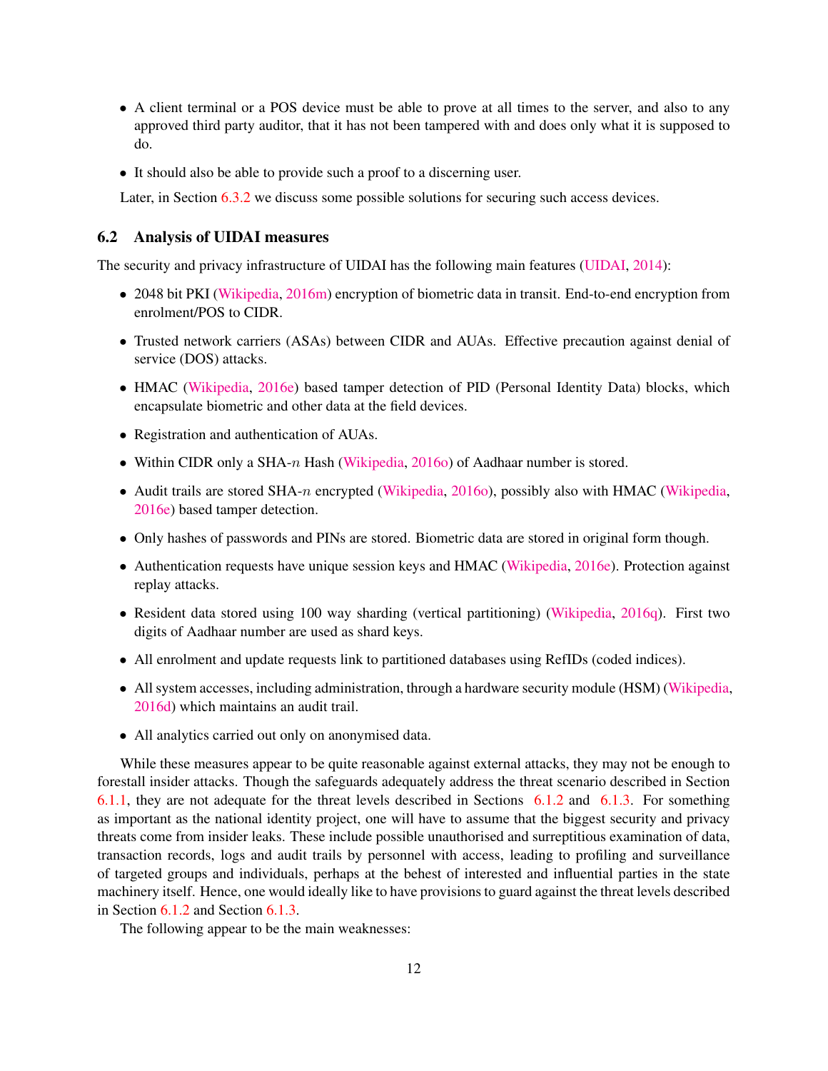- A client terminal or a POS device must be able to prove at all times to the server, and also to any approved third party auditor, that it has not been tampered with and does only what it is supposed to do.
- It should also be able to provide such a proof to a discerning user.

Later, in Section 6.3.2 we discuss some possible solutions for securing such access devices.

### 6.2 Analysis of UIDAI measures

The security and privacy infrastructure of UIDAI has the following main features (UIDAI, 2014):

- 2048 bit PKI (Wikipedia, 2016m) encryption of biometric data in transit. End-to-end encryption from enrolment/POS to CIDR.
- Trusted network carriers (ASAs) between CIDR and AUAs. Effective precaution against denial of service (DOS) attacks.
- HMAC (Wikipedia, 2016e) based tamper detection of PID (Personal Identity Data) blocks, which encapsulate biometric and other data at the field devices.
- Registration and authentication of AUAs.
- Within CIDR only a SHA-$n$ Hash (Wikipedia, 2016o) of Aadhaar number is stored.
- Audit trails are stored SHA-$n$ encrypted (Wikipedia, 2016o), possibly also with HMAC (Wikipedia, 2016e) based tamper detection.
- Only hashes of passwords and PINs are stored. Biometric data are stored in original form though.
- Authentication requests have unique session keys and HMAC (Wikipedia, 2016e). Protection against replay attacks.
- Resident data stored using 100 way sharding (vertical partitioning) (Wikipedia, 2016q). First two digits of Aadhaar number are used as shard keys.
- All enrolment and update requests link to partitioned databases using RefIDs (coded indices).
- All system accesses, including administration, through a hardware security module (HSM) (Wikipedia, 2016d) which maintains an audit trail.
- All analytics carried out only on anonymised data.

While these measures appear to be quite reasonable against external attacks, they may not be enough to forestall insider attacks. Though the safeguards adequately address the threat scenario described in Section 6.1.1, they are not adequate for the threat levels described in Sections 6.1.2 and 6.1.3. For something as important as the national identity project, one will have to assume that the biggest security and privacy threats come from insider leaks. These include possible unauthorised and surreptitious examination of data, transaction records, logs and audit trails by personnel with access, leading to profiling and surveillance of targeted groups and individuals, perhaps at the behest of interested and influential parties in the state machinery itself. Hence, one would ideally like to have provisions to guard against the threat levels described in Section 6.1.2 and Section 6.1.3.

The following appear to be the main weaknesses: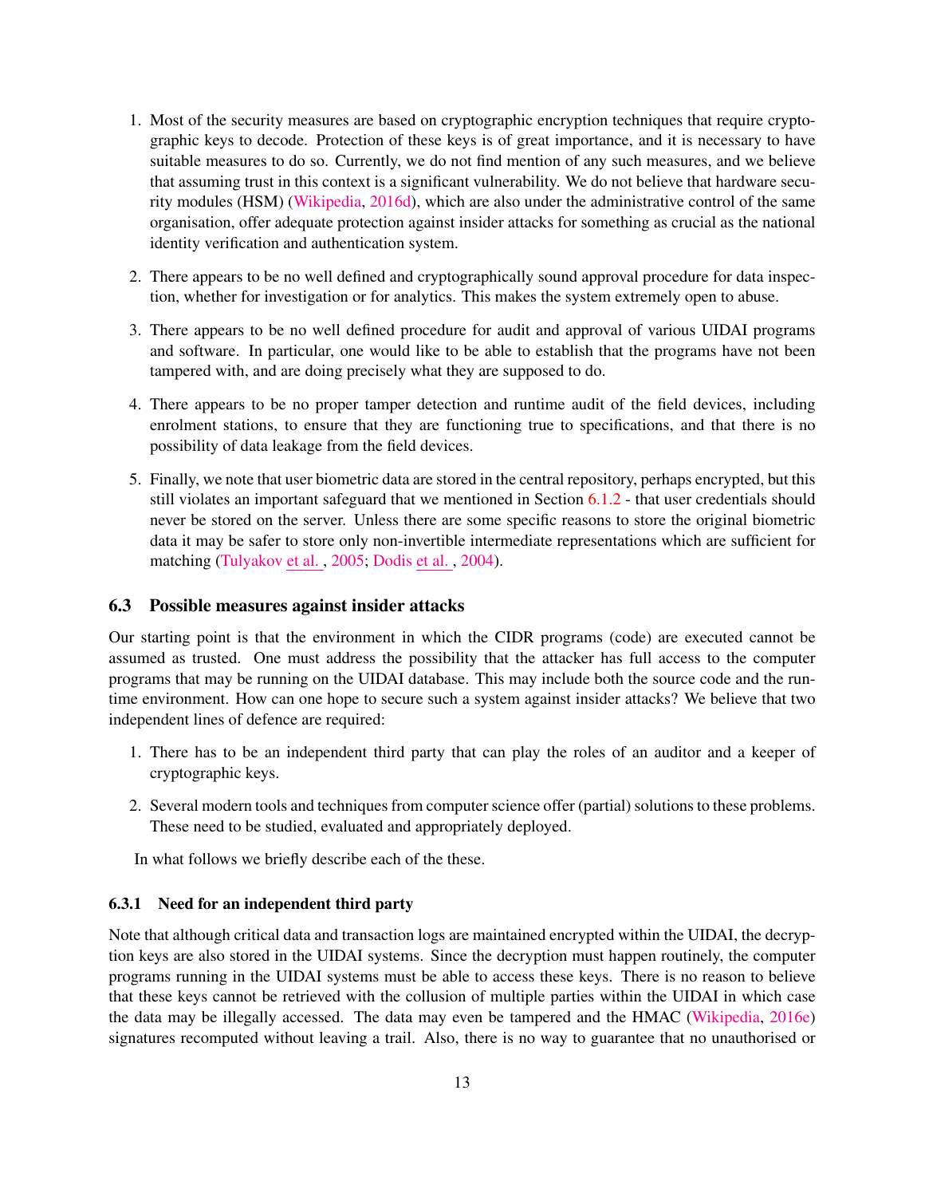1. Most of the security measures are based on cryptographic encryption techniques that require cryptographic keys to decode. Protection of these keys is of great importance, and it is necessary to have suitable measures to do so. Currently, we do not find mention of any such measures, and we believe that assuming trust in this context is a significant vulnerability. We do not believe that hardware security modules (HSM) (Wikipedia, 2016d), which are also under the administrative control of the same organisation, offer adequate protection against insider attacks for something as crucial as the national identity verification and authentication system.

2. There appears to be no well defined and cryptographically sound approval procedure for data inspection, whether for investigation or for analytics. This makes the system extremely open to abuse.

3. There appears to be no well defined procedure for audit and approval of various UIDAI programs and software. In particular, one would like to be able to establish that the programs have not been tampered with, and are doing precisely what they are supposed to do.

4. There appears to be no proper tamper detection and runtime audit of the field devices, including enrolment stations, to ensure that they are functioning true to specifications, and that there is no possibility of data leakage from the field devices.

5. Finally, we note that user biometric data are stored in the central repository, perhaps encrypted, but this still violates an important safeguard that we mentioned in Section 6.1.2 - that user credentials should never be stored on the server. Unless there are some specific reasons to store the original biometric data it may be safer to store only non-invertible intermediate representations which are sufficient for matching (Tulyakov et al. , 2005; Dodis et al. , 2004).

### 6.3 Possible measures against insider attacks

Our starting point is that the environment in which the CIDR programs (code) are executed cannot be assumed as trusted. One must address the possibility that the attacker has full access to the computer programs that may be running on the UIDAI database. This may include both the source code and the run-time environment. How can one hope to secure such a system against insider attacks? We believe that two independent lines of defence are required:

1. There has to be an independent third party that can play the roles of an auditor and a keeper of cryptographic keys.

2. Several modern tools and techniques from computer science offer (partial) solutions to these problems. These need to be studied, evaluated and appropriately deployed.

In what follows we briefly describe each of the these.

#### 6.3.1 Need for an independent third party

Note that although critical data and transaction logs are maintained encrypted within the UIDAI, the decryption keys are also stored in the UIDAI systems. Since the decryption must happen routinely, the computer programs running in the UIDAI systems must be able to access these keys. There is no reason to believe that these keys cannot be retrieved with the collusion of multiple parties within the UIDAI in which case the data may be illegally accessed. The data may even be tampered and the HMAC (Wikipedia, 2016e) signatures recomputed without leaving a trail. Also, there is no way to guarantee that no unauthorised or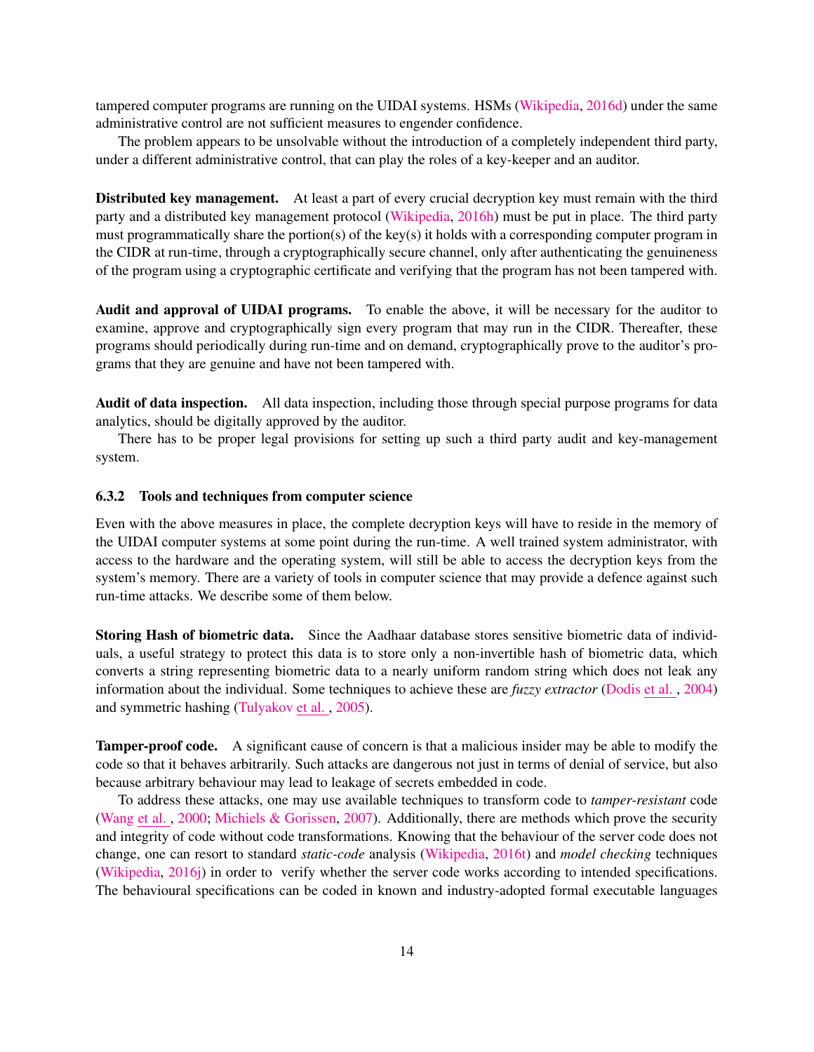tampered computer programs are running on the UIDAI systems. HSMs (Wikipedia, 2016d) under the same administrative control are not sufficient measures to engender confidence.

The problem appears to be unsolvable without the introduction of a completely independent third party, under a different administrative control, that can play the roles of a key-keeper and an auditor.

**Distributed key management.** At least a part of every crucial decryption key must remain with the third party and a distributed key management protocol (Wikipedia, 2016h) must be put in place. The third party must programmatically share the portion(s) of the key(s) it holds with a corresponding computer program in the CIDR at run-time, through a cryptographically secure channel, only after authenticating the genuineness of the program using a cryptographic certificate and verifying that the program has not been tampered with.

**Audit and approval of UIDAI programs.** To enable the above, it will be necessary for the auditor to examine, approve and cryptographically sign every program that may run in the CIDR. Thereafter, these programs should periodically during run-time and on demand, cryptographically prove to the auditor's programs that they are genuine and have not been tampered with.

**Audit of data inspection.** All data inspection, including those through special purpose programs for data analytics, should be digitally approved by the auditor.

There has to be proper legal provisions for setting up such a third party audit and key-management system.

#### 6.3.2 Tools and techniques from computer science

Even with the above measures in place, the complete decryption keys will have to reside in the memory of the UIDAI computer systems at some point during the run-time. A well trained system administrator, with access to the hardware and the operating system, will still be able to access the decryption keys from the system's memory. There are a variety of tools in computer science that may provide a defence against such run-time attacks. We describe some of them below.

**Storing Hash of biometric data.** Since the Aadhaar database stores sensitive biometric data of individuals, a useful strategy to protect this data is to store only a non-invertible hash of biometric data, which converts a string representing biometric data to a nearly uniform random string which does not leak any information about the individual. Some techniques to achieve these are *fuzzy extractor* (Dodis et al. , 2004) and symmetric hashing (Tulyakov et al. , 2005).

**Tamper-proof code.** A significant cause of concern is that a malicious insider may be able to modify the code so that it behaves arbitrarily. Such attacks are dangerous not just in terms of denial of service, but also because arbitrary behaviour may lead to leakage of secrets embedded in code.

To address these attacks, one may use available techniques to transform code to *tamper-resistant* code (Wang et al. , 2000; Michiels & Gorissen, 2007). Additionally, there are methods which prove the security and integrity of code without code transformations. Knowing that the behaviour of the server code does not change, one can resort to standard *static-code* analysis (Wikipedia, 2016t) and *model checking* techniques (Wikipedia, 2016j) in order to verify whether the server code works according to intended specifications. The behavioural specifications can be coded in known and industry-adopted formal executable languages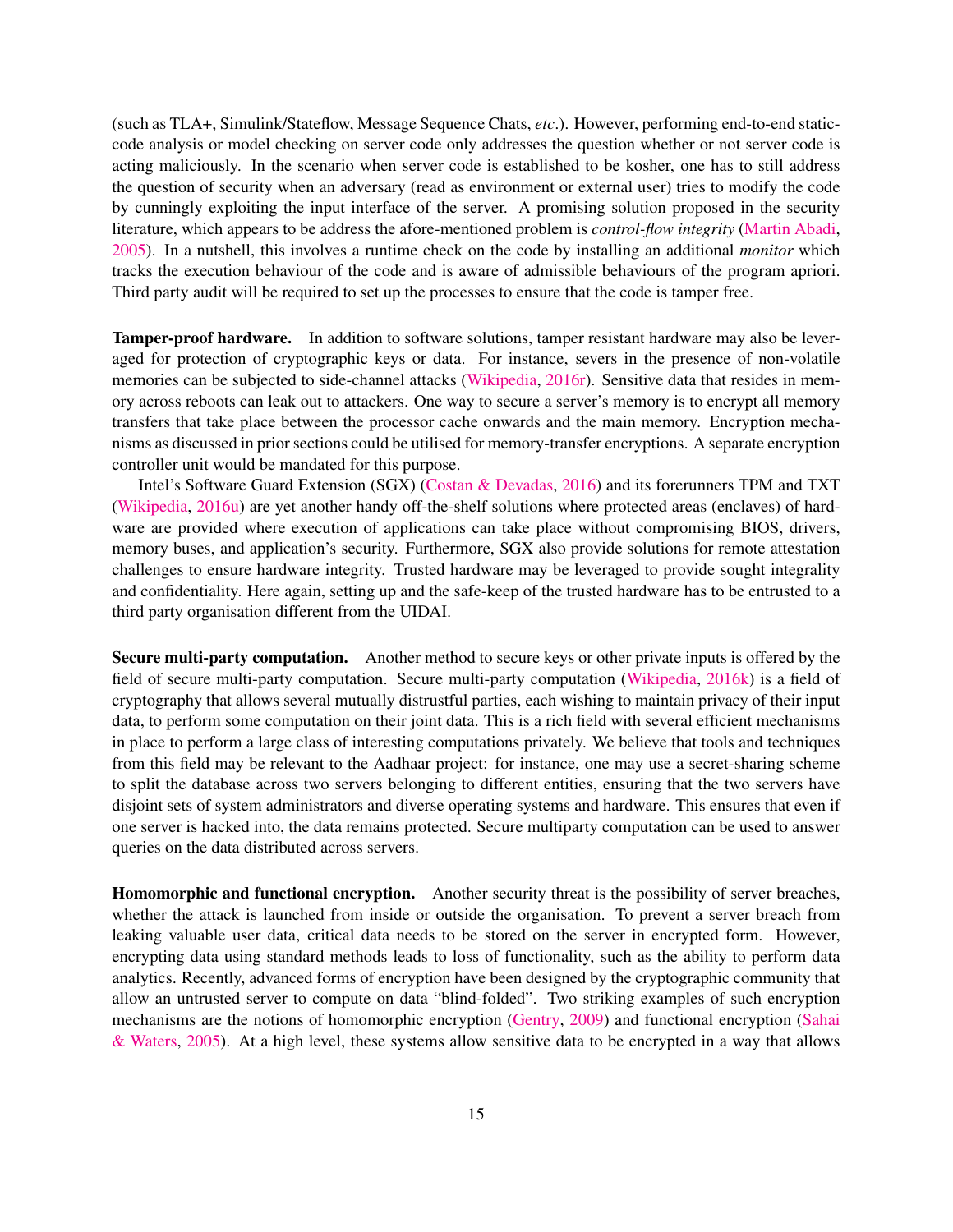(such as TLA+, Simulink/Stateflow, Message Sequence Chats, *etc*.). However, performing end-to-end static-code analysis or model checking on server code only addresses the question whether or not server code is acting maliciously. In the scenario when server code is established to be kosher, one has to still address the question of security when an adversary (read as environment or external user) tries to modify the code by cunningly exploiting the input interface of the server. A promising solution proposed in the security literature, which appears to be address the afore-mentioned problem is *control-flow integrity* (Martin Abadi, 2005). In a nutshell, this involves a runtime check on the code by installing an additional *monitor* which tracks the execution behaviour of the code and is aware of admissible behaviours of the program apriori. Third party audit will be required to set up the processes to ensure that the code is tamper free.

**Tamper-proof hardware.** In addition to software solutions, tamper resistant hardware may also be leveraged for protection of cryptographic keys or data. For instance, severs in the presence of non-volatile memories can be subjected to side-channel attacks (Wikipedia, 2016r). Sensitive data that resides in memory across reboots can leak out to attackers. One way to secure a server's memory is to encrypt all memory transfers that take place between the processor cache onwards and the main memory. Encryption mechanisms as discussed in prior sections could be utilised for memory-transfer encryptions. A separate encryption controller unit would be mandated for this purpose.

Intel's Software Guard Extension (SGX) (Costan & Devadas, 2016) and its forerunners TPM and TXT (Wikipedia, 2016u) are yet another handy off-the-shelf solutions where protected areas (enclaves) of hardware are provided where execution of applications can take place without compromising BIOS, drivers, memory buses, and application's security. Furthermore, SGX also provide solutions for remote attestation challenges to ensure hardware integrity. Trusted hardware may be leveraged to provide sought integrality and confidentiality. Here again, setting up and the safe-keep of the trusted hardware has to be entrusted to a third party organisation different from the UIDAI.

**Secure multi-party computation.** Another method to secure keys or other private inputs is offered by the field of secure multi-party computation. Secure multi-party computation (Wikipedia, 2016k) is a field of cryptography that allows several mutually distrustful parties, each wishing to maintain privacy of their input data, to perform some computation on their joint data. This is a rich field with several efficient mechanisms in place to perform a large class of interesting computations privately. We believe that tools and techniques from this field may be relevant to the Aadhaar project: for instance, one may use a secret-sharing scheme to split the database across two servers belonging to different entities, ensuring that the two servers have disjoint sets of system administrators and diverse operating systems and hardware. This ensures that even if one server is hacked into, the data remains protected. Secure multiparty computation can be used to answer queries on the data distributed across servers.

**Homomorphic and functional encryption.** Another security threat is the possibility of server breaches, whether the attack is launched from inside or outside the organisation. To prevent a server breach from leaking valuable user data, critical data needs to be stored on the server in encrypted form. However, encrypting data using standard methods leads to loss of functionality, such as the ability to perform data analytics. Recently, advanced forms of encryption have been designed by the cryptographic community that allow an untrusted server to compute on data "blind-folded". Two striking examples of such encryption mechanisms are the notions of homomorphic encryption (Gentry, 2009) and functional encryption (Sahai & Waters, 2005). At a high level, these systems allow sensitive data to be encrypted in a way that allows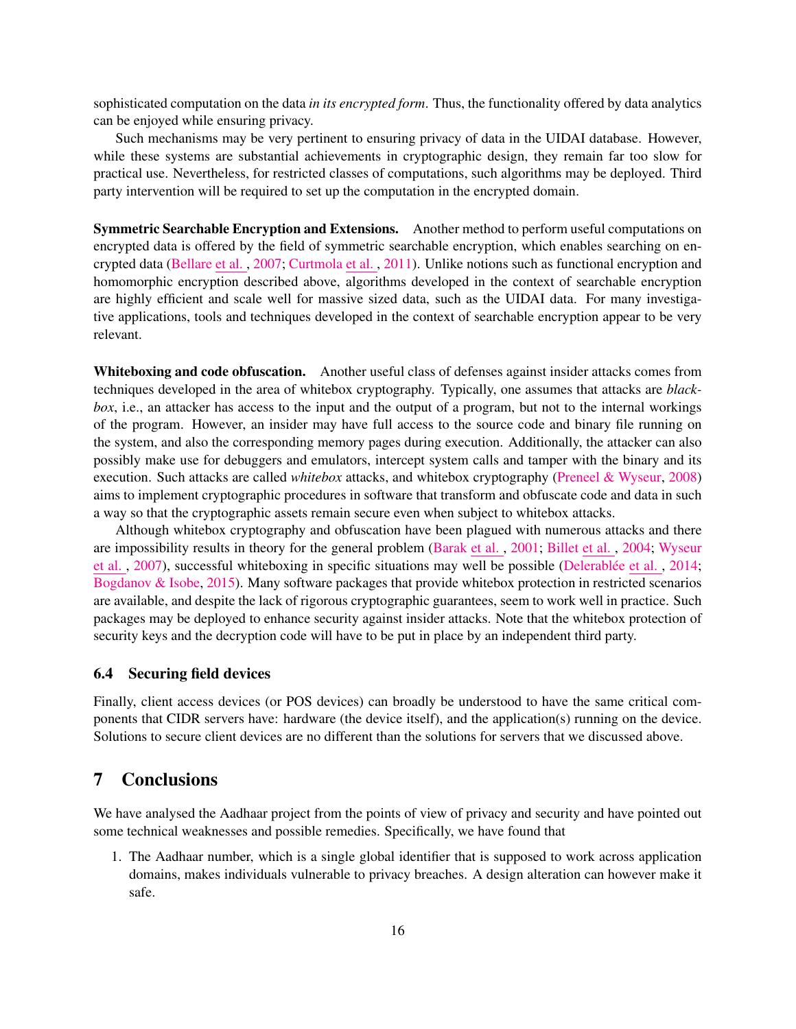sophisticated computation on the data *in its encrypted form*. Thus, the functionality offered by data analytics can be enjoyed while ensuring privacy.

Such mechanisms may be very pertinent to ensuring privacy of data in the UIDAI database. However, while these systems are substantial achievements in cryptographic design, they remain far too slow for practical use. Nevertheless, for restricted classes of computations, such algorithms may be deployed. Third party intervention will be required to set up the computation in the encrypted domain.

**Symmetric Searchable Encryption and Extensions.** Another method to perform useful computations on encrypted data is offered by the field of symmetric searchable encryption, which enables searching on encrypted data (Bellare et al. , 2007; Curtmola et al. , 2011). Unlike notions such as functional encryption and homomorphic encryption described above, algorithms developed in the context of searchable encryption are highly efficient and scale well for massive sized data, such as the UIDAI data. For many investigative applications, tools and techniques developed in the context of searchable encryption appear to be very relevant.

**Whiteboxing and code obfuscation.** Another useful class of defenses against insider attacks comes from techniques developed in the area of whitebox cryptography. Typically, one assumes that attacks are *blackbox*, i.e., an attacker has access to the input and the output of a program, but not to the internal workings of the program. However, an insider may have full access to the source code and binary file running on the system, and also the corresponding memory pages during execution. Additionally, the attacker can also possibly make use for debuggers and emulators, intercept system calls and tamper with the binary and its execution. Such attacks are called *whitebox* attacks, and whitebox cryptography (Preneel & Wyseur, 2008) aims to implement cryptographic procedures in software that transform and obfuscate code and data in such a way so that the cryptographic assets remain secure even when subject to whitebox attacks.

Although whitebox cryptography and obfuscation have been plagued with numerous attacks and there are impossibility results in theory for the general problem (Barak et al. , 2001; Billet et al. , 2004; Wyseur et al. , 2007), successful whiteboxing in specific situations may well be possible (Delerablée et al. , 2014; Bogdanov & Isobe, 2015). Many software packages that provide whitebox protection in restricted scenarios are available, and despite the lack of rigorous cryptographic guarantees, seem to work well in practice. Such packages may be deployed to enhance security against insider attacks. Note that the whitebox protection of security keys and the decryption code will have to be put in place by an independent third party.

### 6.4 Securing field devices

Finally, client access devices (or POS devices) can broadly be understood to have the same critical components that CIDR servers have: hardware (the device itself), and the application(s) running on the device. Solutions to secure client devices are no different than the solutions for servers that we discussed above.

## 7 Conclusions

We have analysed the Aadhaar project from the points of view of privacy and security and have pointed out some technical weaknesses and possible remedies. Specifically, we have found that

1. The Aadhaar number, which is a single global identifier that is supposed to work across application domains, makes individuals vulnerable to privacy breaches. A design alteration can however make it safe.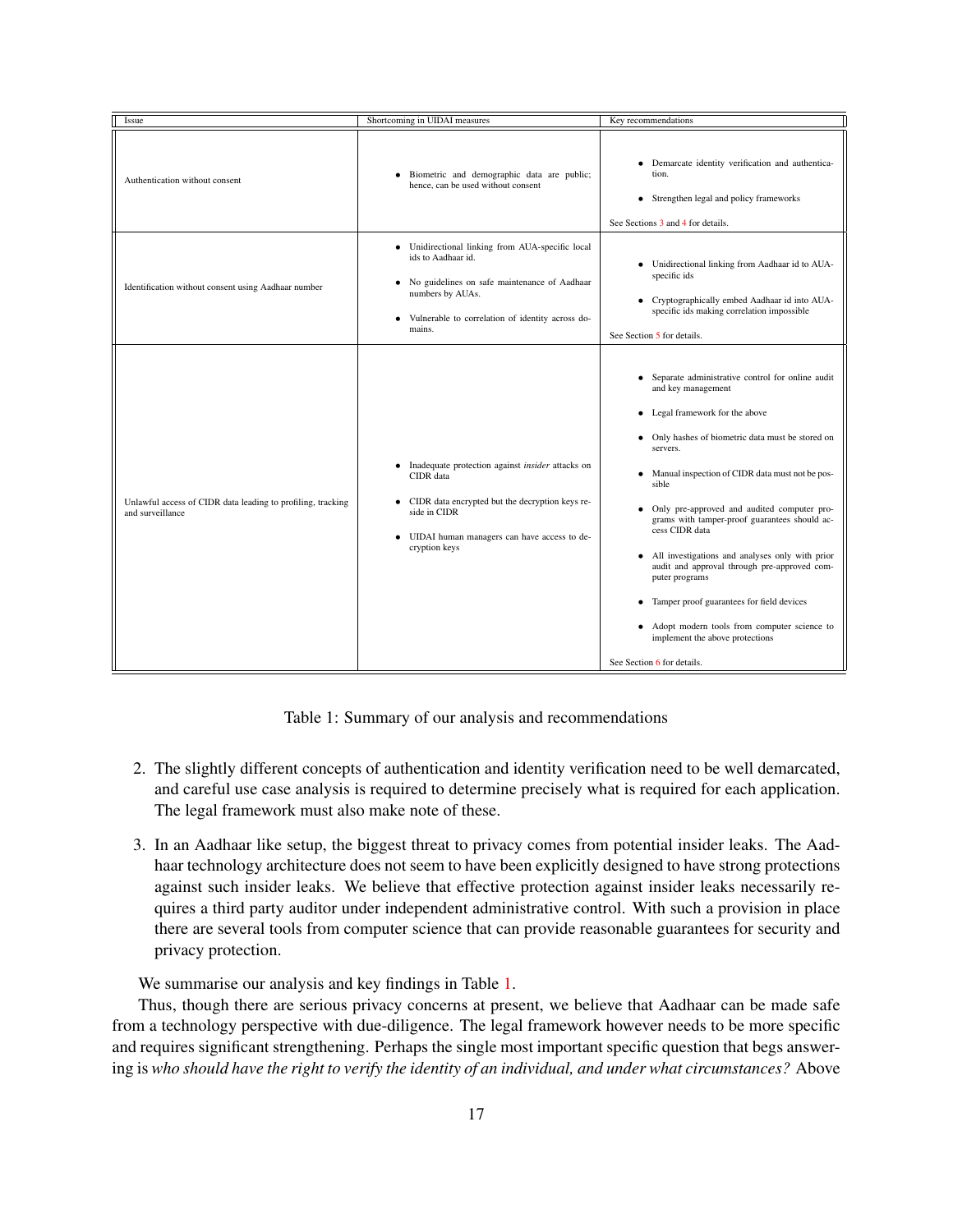| Issue | Shortcoming in UIDAI measures | Key recommendations |
|---|---|---|
| Authentication without consent | • Biometric and demographic data are public; hence, can be used without consent | • Demarcate identity verification and authentication.<br>• Strengthen legal and policy frameworks<br><br>See Sections 3 and 4 for details. |
| Identification without consent using Aadhaar number | • Unidirectional linking from AUA-specific local ids to Aadhaar id.<br>• No guidelines on safe maintenance of Aadhaar numbers by AUAs.<br>• Vulnerable to correlation of identity across domains. | • Unidirectional linking from Aadhaar id to AUA-specific ids<br>• Cryptographically embed Aadhaar id into AUA-specific ids making correlation impossible<br><br>See Section 5 for details. |
| Unlawful access of CIDR data leading to profiling, tracking and surveillance | • Inadequate protection against *insider* attacks on CIDR data<br>• CIDR data encrypted but the decryption keys reside in CIDR<br>• UIDAI human managers can have access to decryption keys | • Separate administrative control for online audit and key management<br>• Legal framework for the above<br>• Only hashes of biometric data must be stored on servers.<br>• Manual inspection of CIDR data must not be possible<br>• Only pre-approved and audited computer programs with tamper-proof guarantees should access CIDR data<br>• All investigations and analyses only with prior audit and approval through pre-approved computer programs<br>• Tamper proof guarantees for field devices<br>• Adopt modern tools from computer science to implement the above protections<br><br>See Section 6 for details. |

Table 1: Summary of our analysis and recommendations

2. The slightly different concepts of authentication and identity verification need to be well demarcated, and careful use case analysis is required to determine precisely what is required for each application. The legal framework must also make note of these.

3. In an Aadhaar like setup, the biggest threat to privacy comes from potential insider leaks. The Aadhaar technology architecture does not seem to have been explicitly designed to have strong protections against such insider leaks. We believe that effective protection against insider leaks necessarily requires a third party auditor under independent administrative control. With such a provision in place there are several tools from computer science that can provide reasonable guarantees for security and privacy protection.

We summarise our analysis and key findings in Table 1.

Thus, though there are serious privacy concerns at present, we believe that Aadhaar can be made safe from a technology perspective with due-diligence. The legal framework however needs to be more specific and requires significant strengthening. Perhaps the single most important specific question that begs answering is *who should have the right to verify the identity of an individual, and under what circumstances?* Above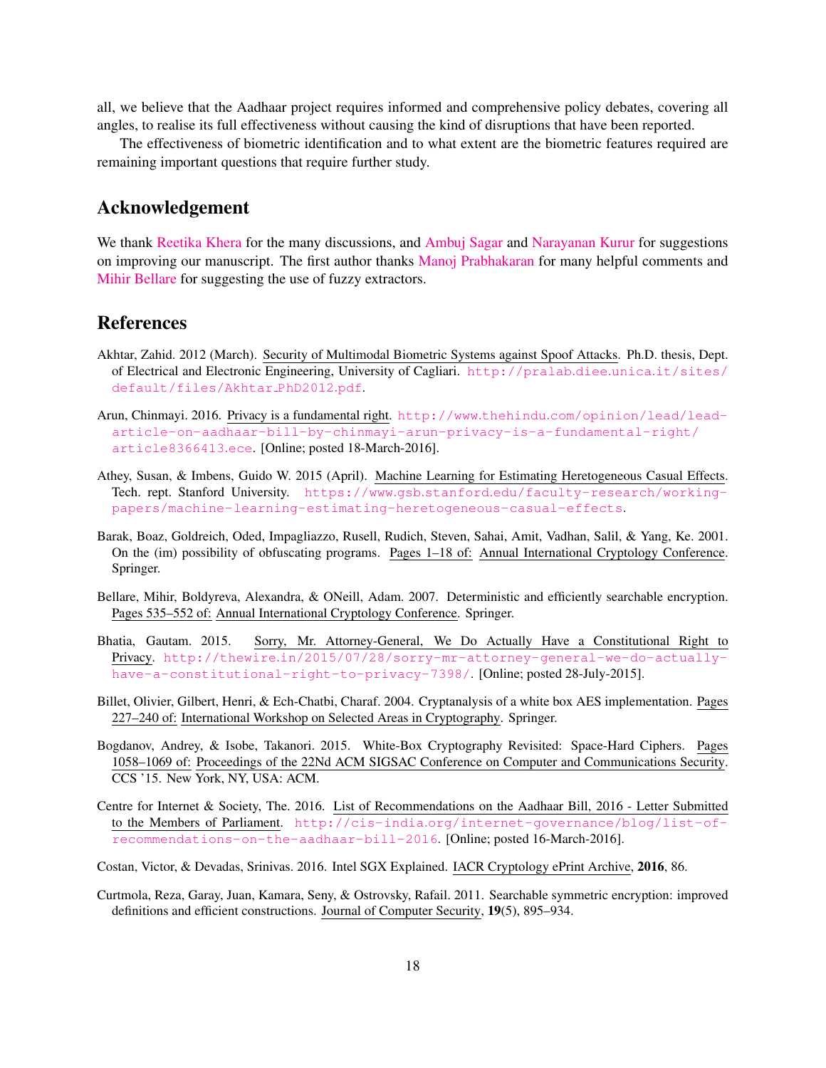all, we believe that the Aadhaar project requires informed and comprehensive policy debates, covering all angles, to realise its full effectiveness without causing the kind of disruptions that have been reported.

The effectiveness of biometric identification and to what extent are the biometric features required are remaining important questions that require further study.

## Acknowledgement

We thank Reetika Khera for the many discussions, and Ambuj Sagar and Narayanan Kurur for suggestions on improving our manuscript. The first author thanks Manoj Prabhakaran for many helpful comments and Mihir Bellare for suggesting the use of fuzzy extractors.

## References

Akhtar, Zahid. 2012 (March). Security of Multimodal Biometric Systems against Spoof Attacks. Ph.D. thesis, Dept. of Electrical and Electronic Engineering, University of Cagliari. http://pralab.diee.unica.it/sites/default/files/Akhtar_PhD2012.pdf.

Arun, Chinmayi. 2016. Privacy is a fundamental right. http://www.thehindu.com/opinion/lead/lead-article-on-aadhaar-bill-by-chinmayi-arun-privacy-is-a-fundamental-right/article8366413.ece. [Online; posted 18-March-2016].

Athey, Susan, & Imbens, Guido W. 2015 (April). Machine Learning for Estimating Heretogeneous Casual Effects. Tech. rept. Stanford University. https://www.gsb.stanford.edu/faculty-research/working-papers/machine-learning-estimating-heretogeneous-casual-effects.

Barak, Boaz, Goldreich, Oded, Impagliazzo, Rusell, Rudich, Steven, Sahai, Amit, Vadhan, Salil, & Yang, Ke. 2001. On the (im) possibility of obfuscating programs. Pages 1–18 of: Annual International Cryptology Conference. Springer.

Bellare, Mihir, Boldyreva, Alexandra, & ONeill, Adam. 2007. Deterministic and efficiently searchable encryption. Pages 535–552 of: Annual International Cryptology Conference. Springer.

Bhatia, Gautam. 2015. Sorry, Mr. Attorney-General, We Do Actually Have a Constitutional Right to Privacy. http://thewire.in/2015/07/28/sorry-mr-attorney-general-we-do-actually-have-a-constitutional-right-to-privacy-7398/. [Online; posted 28-July-2015].

Billet, Olivier, Gilbert, Henri, & Ech-Chatbi, Charaf. 2004. Cryptanalysis of a white box AES implementation. Pages 227–240 of: International Workshop on Selected Areas in Cryptography. Springer.

Bogdanov, Andrey, & Isobe, Takanori. 2015. White-Box Cryptography Revisited: Space-Hard Ciphers. Pages 1058–1069 of: Proceedings of the 22Nd ACM SIGSAC Conference on Computer and Communications Security. CCS '15. New York, NY, USA: ACM.

Centre for Internet & Society, The. 2016. List of Recommendations on the Aadhaar Bill, 2016 - Letter Submitted to the Members of Parliament. http://cis-india.org/internet-governance/blog/list-of-recommendations-on-the-aadhaar-bill-2016. [Online; posted 16-March-2016].

Costan, Victor, & Devadas, Srinivas. 2016. Intel SGX Explained. IACR Cryptology ePrint Archive, **2016**, 86.

Curtmola, Reza, Garay, Juan, Kamara, Seny, & Ostrovsky, Rafail. 2011. Searchable symmetric encryption: improved definitions and efficient constructions. Journal of Computer Security, **19**(5), 895–934.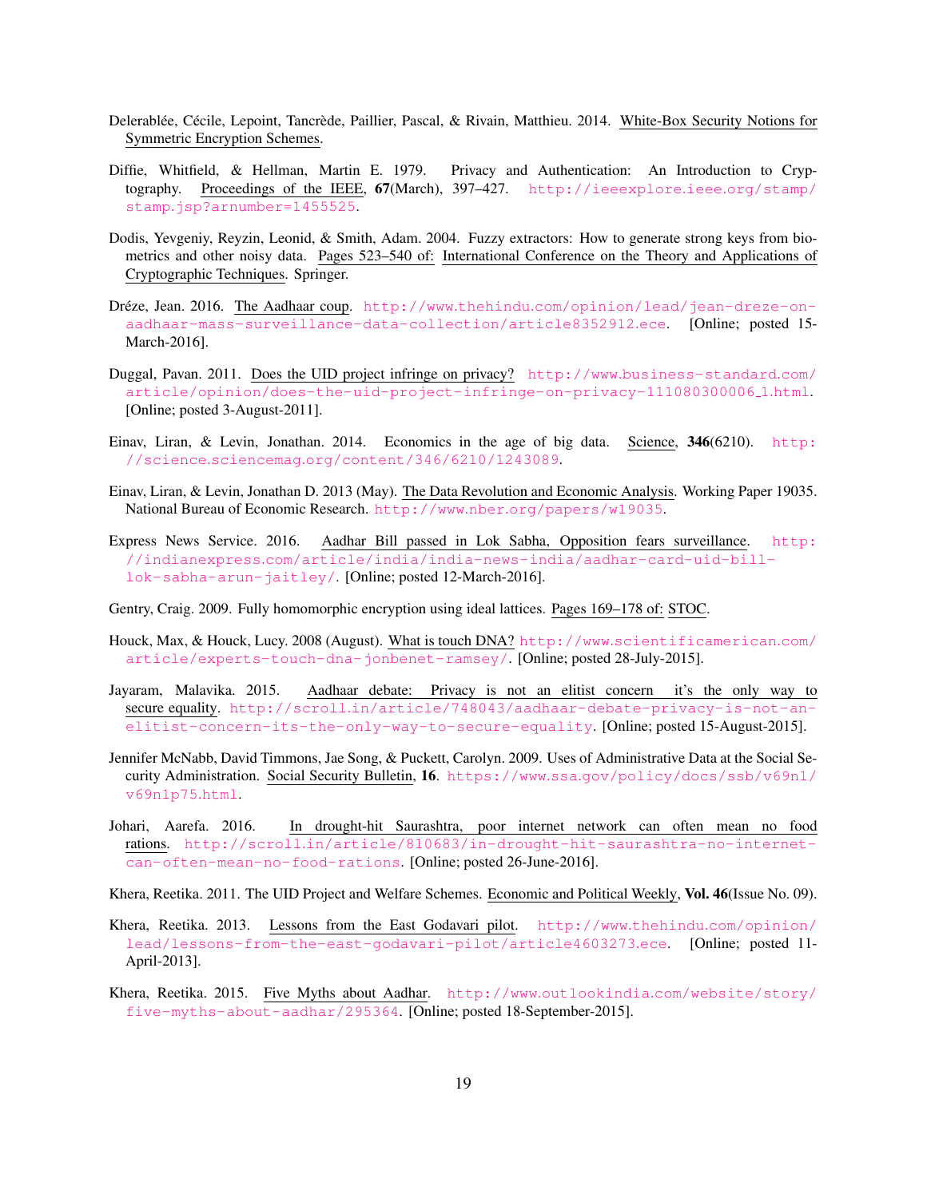Delerablée, Cécile, Lepoint, Tancrède, Paillier, Pascal, & Rivain, Matthieu. 2014. White-Box Security Notions for Symmetric Encryption Schemes.

Diffie, Whitfield, & Hellman, Martin E. 1979. Privacy and Authentication: An Introduction to Cryptography. Proceedings of the IEEE, **67**(March), 397–427. http://ieeexplore.ieee.org/stamp/stamp.jsp?arnumber=1455525.

Dodis, Yevgeniy, Reyzin, Leonid, & Smith, Adam. 2004. Fuzzy extractors: How to generate strong keys from biometrics and other noisy data. Pages 523–540 of: International Conference on the Theory and Applications of Cryptographic Techniques. Springer.

Dréze, Jean. 2016. The Aadhaar coup. http://www.thehindu.com/opinion/lead/jean-dreze-on-aadhaar-mass-surveillance-data-collection/article8352912.ece. [Online; posted 15-March-2016].

Duggal, Pavan. 2011. Does the UID project infringe on privacy? http://www.business-standard.com/article/opinion/does-the-uid-project-infringe-on-privacy-111080300006_1.html. [Online; posted 3-August-2011].

Einav, Liran, & Levin, Jonathan. 2014. Economics in the age of big data. Science, **346**(6210). http://science.sciencemag.org/content/346/6210/1243089.

Einav, Liran, & Levin, Jonathan D. 2013 (May). The Data Revolution and Economic Analysis. Working Paper 19035. National Bureau of Economic Research. http://www.nber.org/papers/w19035.

Express News Service. 2016. Aadhar Bill passed in Lok Sabha, Opposition fears surveillance. http://indianexpress.com/article/india/india-news-india/aadhar-card-uid-bill-lok-sabha-arun-jaitley/. [Online; posted 12-March-2016].

Gentry, Craig. 2009. Fully homomorphic encryption using ideal lattices. Pages 169–178 of: STOC.

Houck, Max, & Houck, Lucy. 2008 (August). What is touch DNA? http://www.scientificamerican.com/article/experts-touch-dna-jonbenet-ramsey/. [Online; posted 28-July-2015].

Jayaram, Malavika. 2015. Aadhaar debate: Privacy is not an elitist concern it's the only way to secure equality. http://scroll.in/article/748043/aadhaar-debate-privacy-is-not-an-elitist-concern-its-the-only-way-to-secure-equality. [Online; posted 15-August-2015].

Jennifer McNabb, David Timmons, Jae Song, & Puckett, Carolyn. 2009. Uses of Administrative Data at the Social Security Administration. Social Security Bulletin, **16**. https://www.ssa.gov/policy/docs/ssb/v69n1/v69n1p75.html.

Johari, Aarefa. 2016. In drought-hit Saurashtra, poor internet network can often mean no food rations. http://scroll.in/article/810683/in-drought-hit-saurashtra-no-internet-can-often-mean-no-food-rations. [Online; posted 26-June-2016].

Khera, Reetika. 2011. The UID Project and Welfare Schemes. Economic and Political Weekly, **Vol. 46**(Issue No. 09).

Khera, Reetika. 2013. Lessons from the East Godavari pilot. http://www.thehindu.com/opinion/lead/lessons-from-the-east-godavari-pilot/article4603273.ece. [Online; posted 11-April-2013].

Khera, Reetika. 2015. Five Myths about Aadhar. http://www.outlookindia.com/website/story/five-myths-about-aadhar/295364. [Online; posted 18-September-2015].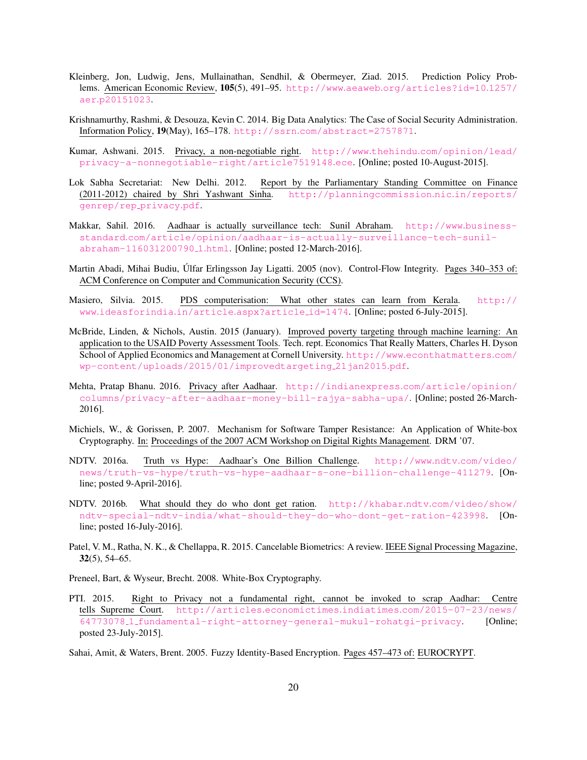Kleinberg, Jon, Ludwig, Jens, Mullainathan, Sendhil, & Obermeyer, Ziad. 2015. Prediction Policy Problems. American Economic Review, **105**(5), 491–95. http://www.aeaweb.org/articles?id=10.1257/aer.p20151023.

Krishnamurthy, Rashmi, & Desouza, Kevin C. 2014. Big Data Analytics: The Case of Social Security Administration. Information Policy, **19**(May), 165–178. http://ssrn.com/abstract=2757871.

Kumar, Ashwani. 2015. Privacy, a non-negotiable right. http://www.thehindu.com/opinion/lead/privacy-a-nonnegotiable-right/article7519148.ece. [Online; posted 10-August-2015].

Lok Sabha Secretariat: New Delhi. 2012. Report by the Parliamentary Standing Committee on Finance (2011-2012) chaired by Shri Yashwant Sinha. http://planningcommission.nic.in/reports/genrep/rep_privacy.pdf.

Makkar, Sahil. 2016. Aadhaar is actually surveillance tech: Sunil Abraham. http://www.business-standard.com/article/opinion/aadhaar-is-actually-surveillance-tech-sunil-abraham-116031200790_1.html. [Online; posted 12-March-2016].

Martin Abadi, Mihai Budiu, Úlfar Erlingsson Jay Ligatti. 2005 (nov). Control-Flow Integrity. Pages 340–353 of: ACM Conference on Computer and Communication Security (CCS).

Masiero, Silvia. 2015. PDS computerisation: What other states can learn from Kerala. http://www.ideasforindia.in/article.aspx?article_id=1474. [Online; posted 6-July-2015].

McBride, Linden, & Nichols, Austin. 2015 (January). Improved poverty targeting through machine learning: An application to the USAID Poverty Assessment Tools. Tech. rept. Economics That Really Matters, Charles H. Dyson School of Applied Economics and Management at Cornell University. http://www.econthatmatters.com/wp-content/uploads/2015/01/improvedtargeting_21jan2015.pdf.

Mehta, Pratap Bhanu. 2016. Privacy after Aadhaar. http://indianexpress.com/article/opinion/columns/privacy-after-aadhaar-money-bill-rajya-sabha-upa/. [Online; posted 26-March-2016].

Michiels, W., & Gorissen, P. 2007. Mechanism for Software Tamper Resistance: An Application of White-box Cryptography. In: Proceedings of the 2007 ACM Workshop on Digital Rights Management. DRM '07.

NDTV. 2016a. Truth vs Hype: Aadhaar's One Billion Challenge. http://www.ndtv.com/video/news/truth-vs-hype/truth-vs-hype-aadhaar-s-one-billion-challenge-411279. [Online; posted 9-April-2016].

NDTV. 2016b. What should they do who dont get ration. http://khabar.ndtv.com/video/show/ndtv-special-ndtv-india/what-should-they-do-who-dont-get-ration-423998. [Online; posted 16-July-2016].

Patel, V. M., Ratha, N. K., & Chellappa, R. 2015. Cancelable Biometrics: A review. IEEE Signal Processing Magazine, **32**(5), 54–65.

Preneel, Bart, & Wyseur, Brecht. 2008. White-Box Cryptography.

PTI. 2015. Right to Privacy not a fundamental right, cannot be invoked to scrap Aadhar: Centre tells Supreme Court. http://articles.economictimes.indiatimes.com/2015-07-23/news/64773078_1_fundamental-right-attorney-general-mukul-rohatgi-privacy. [Online; posted 23-July-2015].

Sahai, Amit, & Waters, Brent. 2005. Fuzzy Identity-Based Encryption. Pages 457–473 of: EUROCRYPT.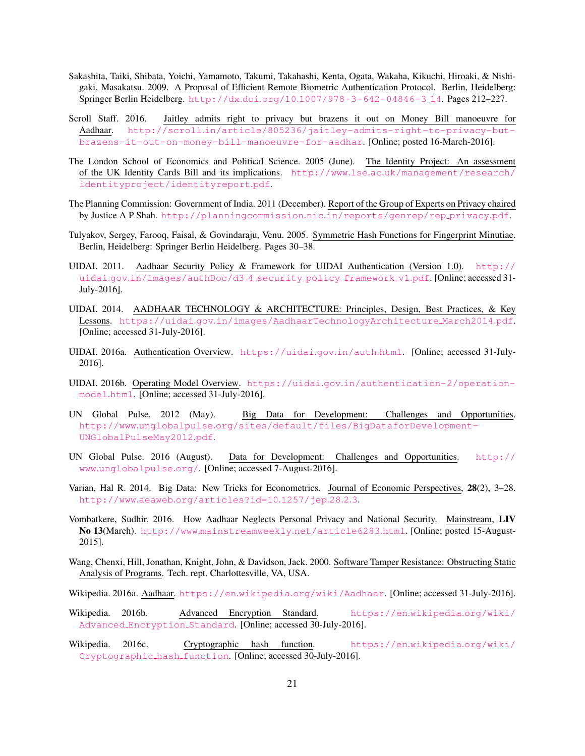Sakashita, Taiki, Shibata, Yoichi, Yamamoto, Takumi, Takahashi, Kenta, Ogata, Wakaha, Kikuchi, Hiroaki, & Nishigaki, Masakatsu. 2009. A Proposal of Efficient Remote Biometric Authentication Protocol. Berlin, Heidelberg: Springer Berlin Heidelberg. http://dx.doi.org/10.1007/978-3-642-04846-3_14. Pages 212–227.

Scroll Staff. 2016. Jaitley admits right to privacy but brazens it out on Money Bill manoeuvre for Aadhaar. http://scroll.in/article/805236/jaitley-admits-right-to-privacy-but-brazens-it-out-on-money-bill-manoeuvre-for-aadhar. [Online; posted 16-March-2016].

The London School of Economics and Political Science. 2005 (June). The Identity Project: An assessment of the UK Identity Cards Bill and its implications. http://www.lse.ac.uk/management/research/identityproject/identityreport.pdf.

The Planning Commission: Government of India. 2011 (December). Report of the Group of Experts on Privacy chaired by Justice A P Shah. http://planningcommission.nic.in/reports/genrep/rep_privacy.pdf.

Tulyakov, Sergey, Farooq, Faisal, & Govindaraju, Venu. 2005. Symmetric Hash Functions for Fingerprint Minutiae. Berlin, Heidelberg: Springer Berlin Heidelberg. Pages 30–38.

UIDAI. 2011. Aadhaar Security Policy & Framework for UIDAI Authentication (Version 1.0). http://uidai.gov.in/images/authDoc/d3_4_security_policy_framework_v1.pdf. [Online; accessed 31-July-2016].

UIDAI. 2014. AADHAAR TECHNOLOGY & ARCHITECTURE: Principles, Design, Best Practices, & Key Lessons. https://uidai.gov.in/images/AadhaarTechnologyArchitecture_March2014.pdf. [Online; accessed 31-July-2016].

UIDAI. 2016a. Authentication Overview. https://uidai.gov.in/auth.html. [Online; accessed 31-July-2016].

UIDAI. 2016b. Operating Model Overview. https://uidai.gov.in/authentication-2/operation-model.html. [Online; accessed 31-July-2016].

UN Global Pulse. 2012 (May). Big Data for Development: Challenges and Opportunities. http://www.unglobalpulse.org/sites/default/files/BigDataforDevelopment-UNGlobalPulseMay2012.pdf.

UN Global Pulse. 2016 (August). Data for Development: Challenges and Opportunities. http://www.unglobalpulse.org/. [Online; accessed 7-August-2016].

Varian, Hal R. 2014. Big Data: New Tricks for Econometrics. Journal of Economic Perspectives, **28**(2), 3–28. http://www.aeaweb.org/articles?id=10.1257/jep.28.2.3.

Vombatkere, Sudhir. 2016. How Aadhaar Neglects Personal Privacy and National Security. Mainstream, **LIV No 13**(March). http://www.mainstreamweekly.net/article6283.html. [Online; posted 15-August-2015].

Wang, Chenxi, Hill, Jonathan, Knight, John, & Davidson, Jack. 2000. Software Tamper Resistance: Obstructing Static Analysis of Programs. Tech. rept. Charlottesville, VA, USA.

Wikipedia. 2016a. Aadhaar. https://en.wikipedia.org/wiki/Aadhaar. [Online; accessed 31-July-2016].

Wikipedia. 2016b. Advanced Encryption Standard. https://en.wikipedia.org/wiki/Advanced_Encryption_Standard. [Online; accessed 30-July-2016].

Wikipedia. 2016c. Cryptographic hash function. https://en.wikipedia.org/wiki/Cryptographic_hash_function. [Online; accessed 30-July-2016].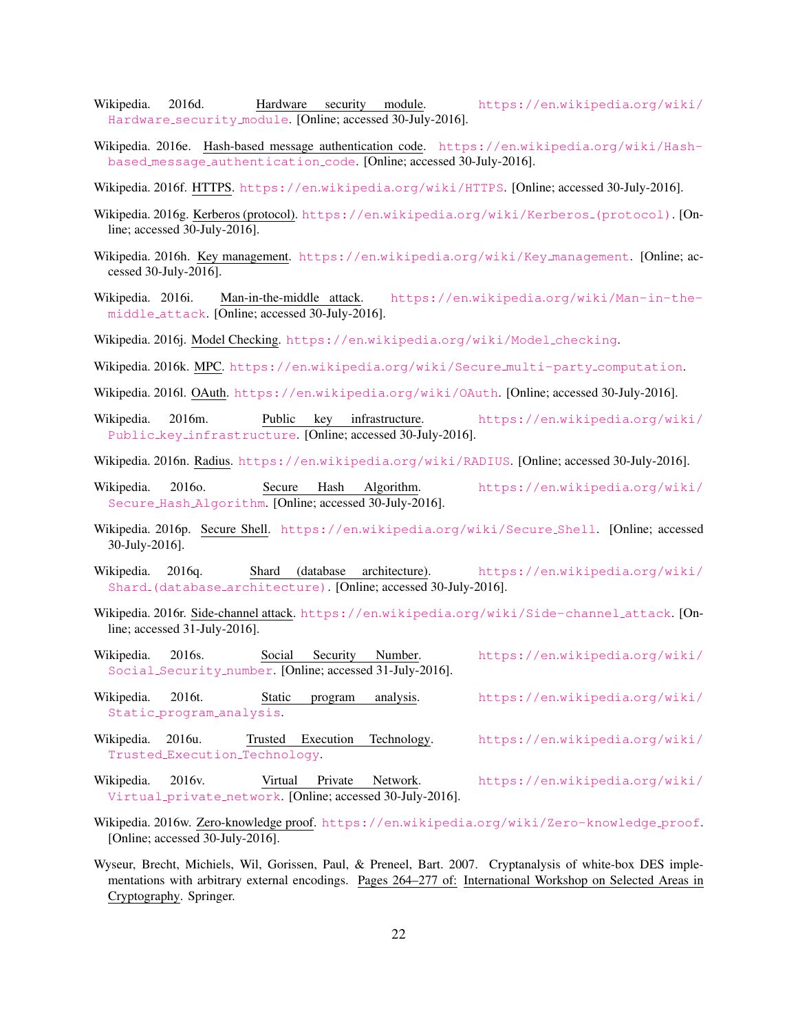Wikipedia. 2016d. Hardware security module. https://en.wikipedia.org/wiki/Hardware_security_module. [Online; accessed 30-July-2016].

Wikipedia. 2016e. Hash-based message authentication code. https://en.wikipedia.org/wiki/Hash-based_message_authentication_code. [Online; accessed 30-July-2016].

Wikipedia. 2016f. HTTPS. https://en.wikipedia.org/wiki/HTTPS. [Online; accessed 30-July-2016].

Wikipedia. 2016g. Kerberos (protocol). https://en.wikipedia.org/wiki/Kerberos_(protocol). [Online; accessed 30-July-2016].

Wikipedia. 2016h. Key management. https://en.wikipedia.org/wiki/Key_management. [Online; accessed 30-July-2016].

Wikipedia. 2016i. Man-in-the-middle attack. https://en.wikipedia.org/wiki/Man-in-the-middle_attack. [Online; accessed 30-July-2016].

Wikipedia. 2016j. Model Checking. https://en.wikipedia.org/wiki/Model_checking.

Wikipedia. 2016k. MPC. https://en.wikipedia.org/wiki/Secure_multi-party_computation.

Wikipedia. 2016l. OAuth. https://en.wikipedia.org/wiki/OAuth. [Online; accessed 30-July-2016].

Wikipedia. 2016m. Public key infrastructure. https://en.wikipedia.org/wiki/Public_key_infrastructure. [Online; accessed 30-July-2016].

Wikipedia. 2016n. Radius. https://en.wikipedia.org/wiki/RADIUS. [Online; accessed 30-July-2016].

Wikipedia. 2016o. Secure Hash Algorithm. https://en.wikipedia.org/wiki/Secure_Hash_Algorithm. [Online; accessed 30-July-2016].

Wikipedia. 2016p. Secure Shell. https://en.wikipedia.org/wiki/Secure_Shell. [Online; accessed 30-July-2016].

Wikipedia. 2016q. Shard (database architecture). https://en.wikipedia.org/wiki/Shard_(database_architecture). [Online; accessed 30-July-2016].

Wikipedia. 2016r. Side-channel attack. https://en.wikipedia.org/wiki/Side-channel_attack. [Online; accessed 31-July-2016].

Wikipedia. 2016s. Social Security Number. https://en.wikipedia.org/wiki/Social_Security_number. [Online; accessed 31-July-2016].

Wikipedia. 2016t. Static program analysis. https://en.wikipedia.org/wiki/Static_program_analysis.

Wikipedia. 2016u. Trusted Execution Technology. https://en.wikipedia.org/wiki/Trusted_Execution_Technology.

Wikipedia. 2016v. Virtual Private Network. https://en.wikipedia.org/wiki/Virtual_private_network. [Online; accessed 30-July-2016].

Wikipedia. 2016w. Zero-knowledge proof. https://en.wikipedia.org/wiki/Zero-knowledge_proof. [Online; accessed 30-July-2016].

Wyseur, Brecht, Michiels, Wil, Gorissen, Paul, & Preneel, Bart. 2007. Cryptanalysis of white-box DES implementations with arbitrary external encodings. Pages 264–277 of: International Workshop on Selected Areas in Cryptography. Springer.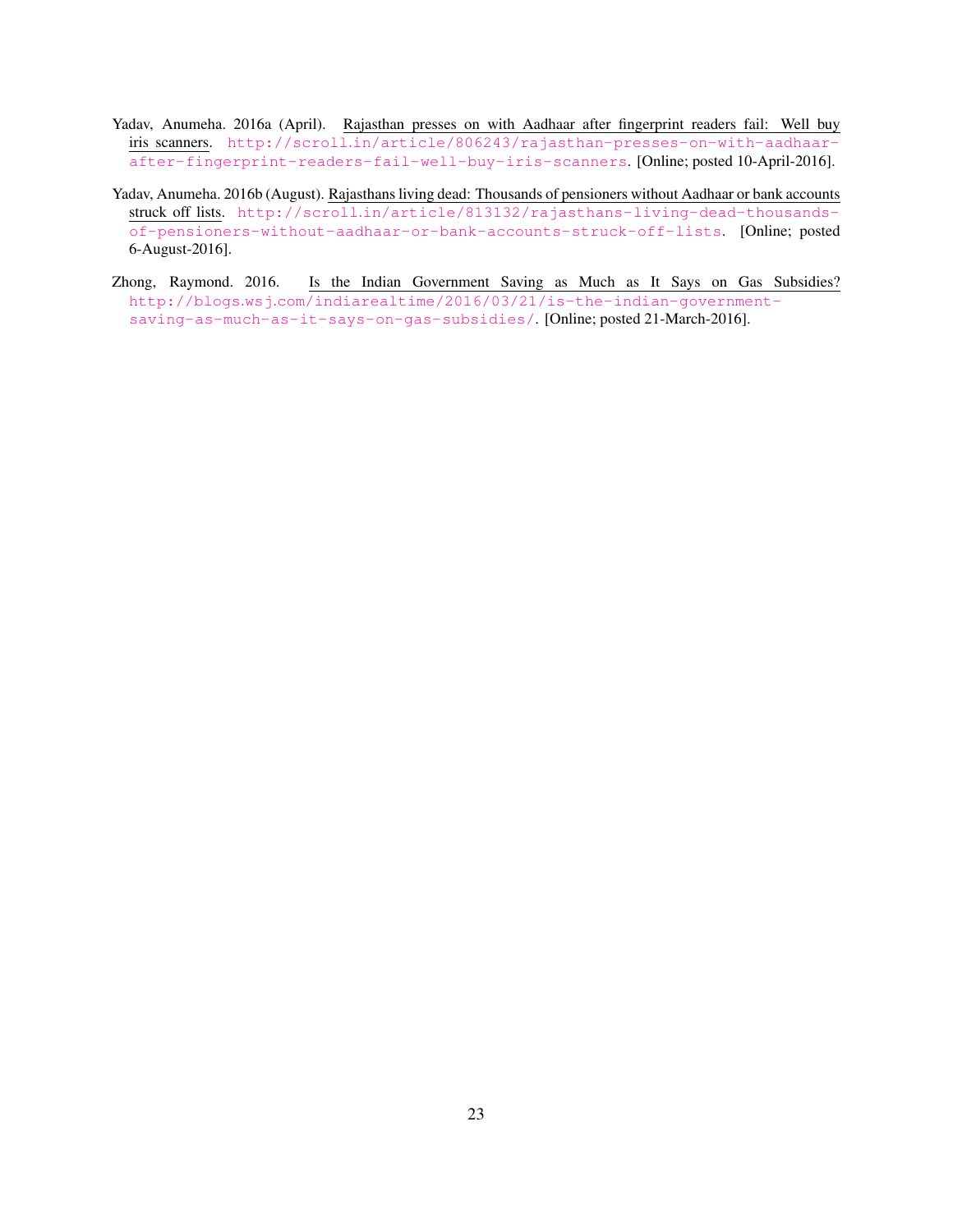Yadav, Anumeha. 2016a (April). Rajasthan presses on with Aadhaar after fingerprint readers fail: Well buy iris scanners. http://scroll.in/article/806243/rajasthan-presses-on-with-aadhaar-after-fingerprint-readers-fail-well-buy-iris-scanners. [Online; posted 10-April-2016].

Yadav, Anumeha. 2016b (August). Rajasthans living dead: Thousands of pensioners without Aadhaar or bank accounts struck off lists. http://scroll.in/article/813132/rajasthans-living-dead-thousands-of-pensioners-without-aadhaar-or-bank-accounts-struck-off-lists. [Online; posted 6-August-2016].

Zhong, Raymond. 2016. Is the Indian Government Saving as Much as It Says on Gas Subsidies? http://blogs.wsj.com/indiarealtime/2016/03/21/is-the-indian-government-saving-as-much-as-it-says-on-gas-subsidies/. [Online; posted 21-March-2016].